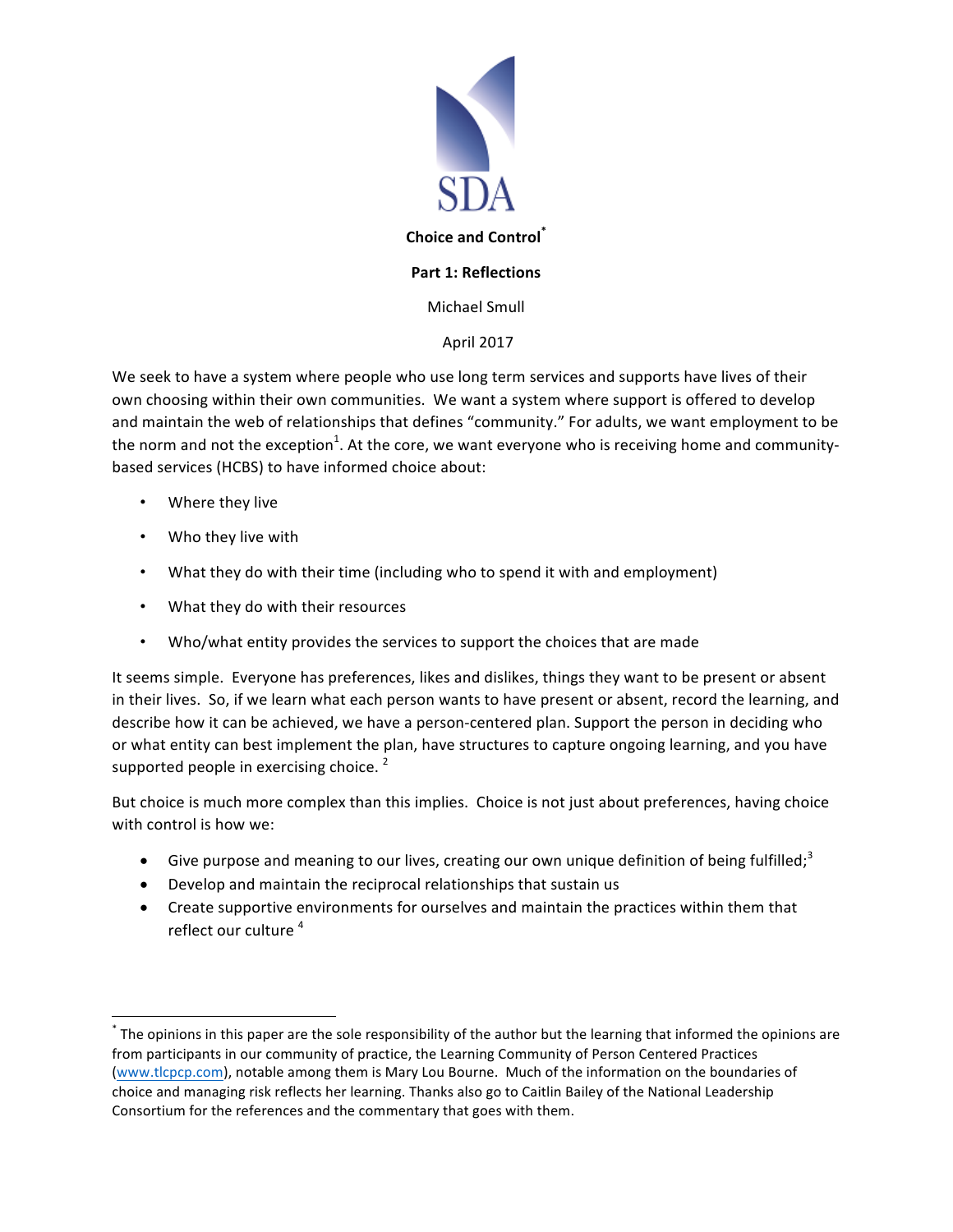SDA

# Choice and Control*

## Part 1: Reflections

Michael Smull

April 2017

We seek to have a system where people who use long term services and supports have lives of their own choosing within their own communities. We want a system where support is offered to develop and maintain the web of relationships that defines "community." For adults, we want employment to be the norm and not the exception[1]. At the core, we want everyone who is receiving home and community-based services (HCBS) to have informed choice about:

- Where they live
- Who they live with
- What they do with their time (including who to spend it with and employment)
- What they do with their resources
- Who/what entity provides the services to support the choices that are made

It seems simple. Everyone has preferences, likes and dislikes, things they want to be present or absent in their lives. So, if we learn what each person wants to have present or absent, record the learning, and describe how it can be achieved, we have a person-centered plan. Support the person in deciding who or what entity can best implement the plan, have structures to capture ongoing learning, and you have supported people in exercising choice. [2]

But choice is much more complex than this implies. Choice is not just about preferences, having choice with control is how we:

- Give purpose and meaning to our lives, creating our own unique definition of being fulfilled;[3]
- Develop and maintain the reciprocal relationships that sustain us
- Create supportive environments for ourselves and maintain the practices within them that reflect our culture [4]

---

* The opinions in this paper are the sole responsibility of the author but the learning that informed the opinions are from participants in our community of practice, the Learning Community of Person Centered Practices (www.tlcpcp.com), notable among them is Mary Lou Bourne. Much of the information on the boundaries of choice and managing risk reflects her learning. Thanks also go to Caitlin Bailey of the National Leadership Consortium for the references and the commentary that goes with them.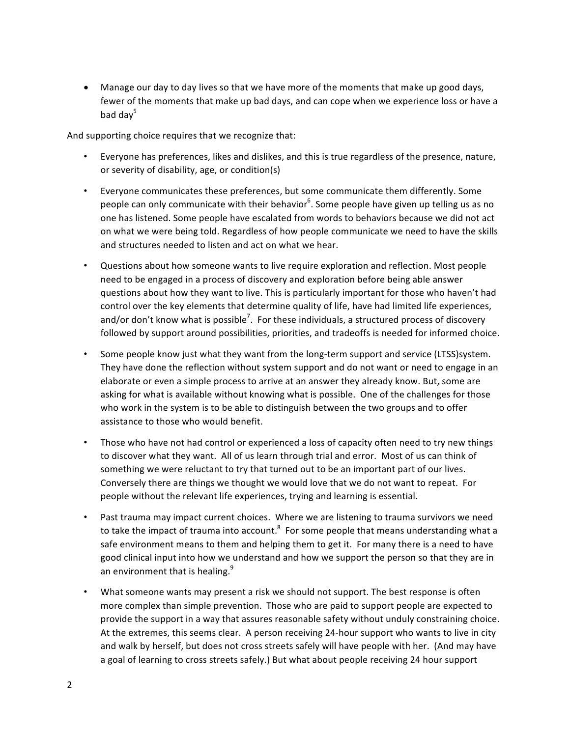- Manage our day to day lives so that we have more of the moments that make up good days, fewer of the moments that make up bad days, and can cope when we experience loss or have a bad day[5]

And supporting choice requires that we recognize that:

- Everyone has preferences, likes and dislikes, and this is true regardless of the presence, nature, or severity of disability, age, or condition(s)

- Everyone communicates these preferences, but some communicate them differently. Some people can only communicate with their behavior[6]. Some people have given up telling us as no one has listened. Some people have escalated from words to behaviors because we did not act on what we were being told. Regardless of how people communicate we need to have the skills and structures needed to listen and act on what we hear.

- Questions about how someone wants to live require exploration and reflection. Most people need to be engaged in a process of discovery and exploration before being able answer questions about how they want to live. This is particularly important for those who haven't had control over the key elements that determine quality of life, have had limited life experiences, and/or don't know what is possible[7]. For these individuals, a structured process of discovery followed by support around possibilities, priorities, and tradeoffs is needed for informed choice.

- Some people know just what they want from the long-term support and service (LTSS)system. They have done the reflection without system support and do not want or need to engage in an elaborate or even a simple process to arrive at an answer they already know. But, some are asking for what is available without knowing what is possible. One of the challenges for those who work in the system is to be able to distinguish between the two groups and to offer assistance to those who would benefit.

- Those who have not had control or experienced a loss of capacity often need to try new things to discover what they want. All of us learn through trial and error. Most of us can think of something we were reluctant to try that turned out to be an important part of our lives. Conversely there are things we thought we would love that we do not want to repeat. For people without the relevant life experiences, trying and learning is essential.

- Past trauma may impact current choices. Where we are listening to trauma survivors we need to take the impact of trauma into account.[8] For some people that means understanding what a safe environment means to them and helping them to get it. For many there is a need to have good clinical input into how we understand and how we support the person so that they are in an environment that is healing.[9]

- What someone wants may present a risk we should not support. The best response is often more complex than simple prevention. Those who are paid to support people are expected to provide the support in a way that assures reasonable safety without unduly constraining choice. At the extremes, this seems clear. A person receiving 24-hour support who wants to live in city and walk by herself, but does not cross streets safely will have people with her. (And may have a goal of learning to cross streets safely.) But what about people receiving 24 hour support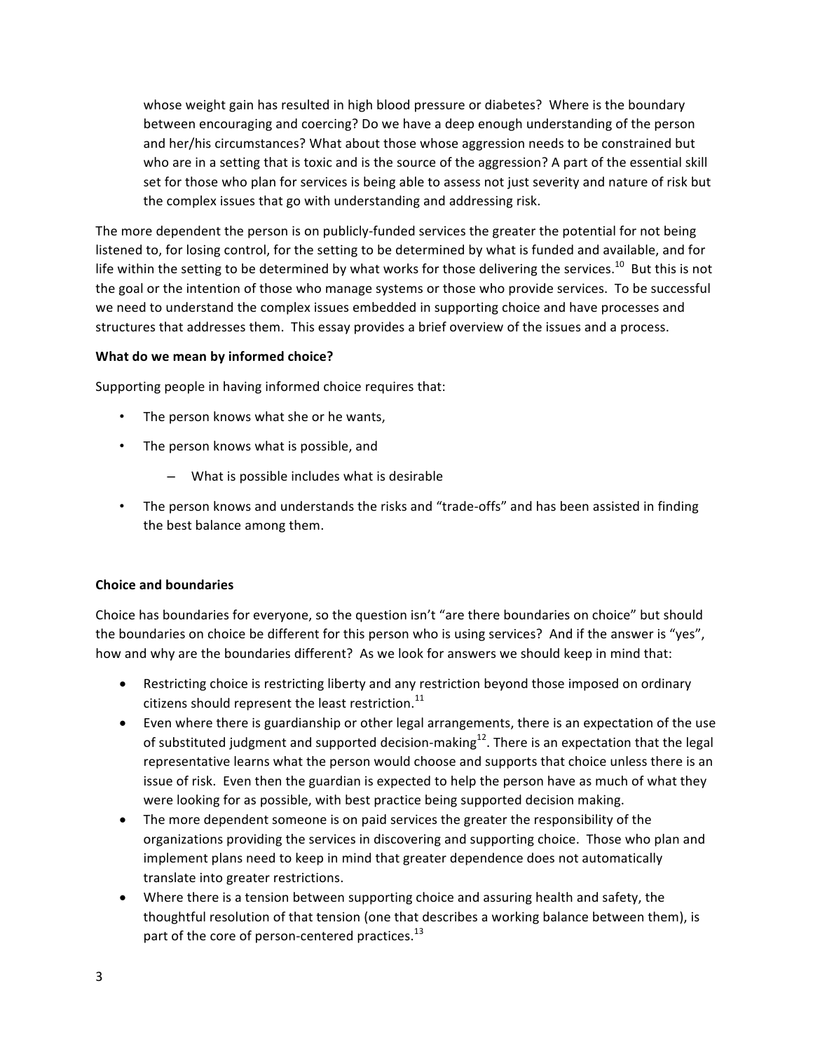whose weight gain has resulted in high blood pressure or diabetes? Where is the boundary between encouraging and coercing? Do we have a deep enough understanding of the person and her/his circumstances? What about those whose aggression needs to be constrained but who are in a setting that is toxic and is the source of the aggression? A part of the essential skill set for those who plan for services is being able to assess not just severity and nature of risk but the complex issues that go with understanding and addressing risk.

The more dependent the person is on publicly-funded services the greater the potential for not being listened to, for losing control, for the setting to be determined by what is funded and available, and for life within the setting to be determined by what works for those delivering the services.[10] But this is not the goal or the intention of those who manage systems or those who provide services. To be successful we need to understand the complex issues embedded in supporting choice and have processes and structures that addresses them. This essay provides a brief overview of the issues and a process.

**What do we mean by informed choice?**

Supporting people in having informed choice requires that:

- The person knows what she or he wants,
- The person knows what is possible, and
  - What is possible includes what is desirable
- The person knows and understands the risks and "trade-offs" and has been assisted in finding the best balance among them.

**Choice and boundaries**

Choice has boundaries for everyone, so the question isn't "are there boundaries on choice" but should the boundaries on choice be different for this person who is using services? And if the answer is "yes", how and why are the boundaries different? As we look for answers we should keep in mind that:

- Restricting choice is restricting liberty and any restriction beyond those imposed on ordinary citizens should represent the least restriction.[11]
- Even where there is guardianship or other legal arrangements, there is an expectation of the use of substituted judgment and supported decision-making[12]. There is an expectation that the legal representative learns what the person would choose and supports that choice unless there is an issue of risk. Even then the guardian is expected to help the person have as much of what they were looking for as possible, with best practice being supported decision making.
- The more dependent someone is on paid services the greater the responsibility of the organizations providing the services in discovering and supporting choice. Those who plan and implement plans need to keep in mind that greater dependence does not automatically translate into greater restrictions.
- Where there is a tension between supporting choice and assuring health and safety, the thoughtful resolution of that tension (one that describes a working balance between them), is part of the core of person-centered practices.[13]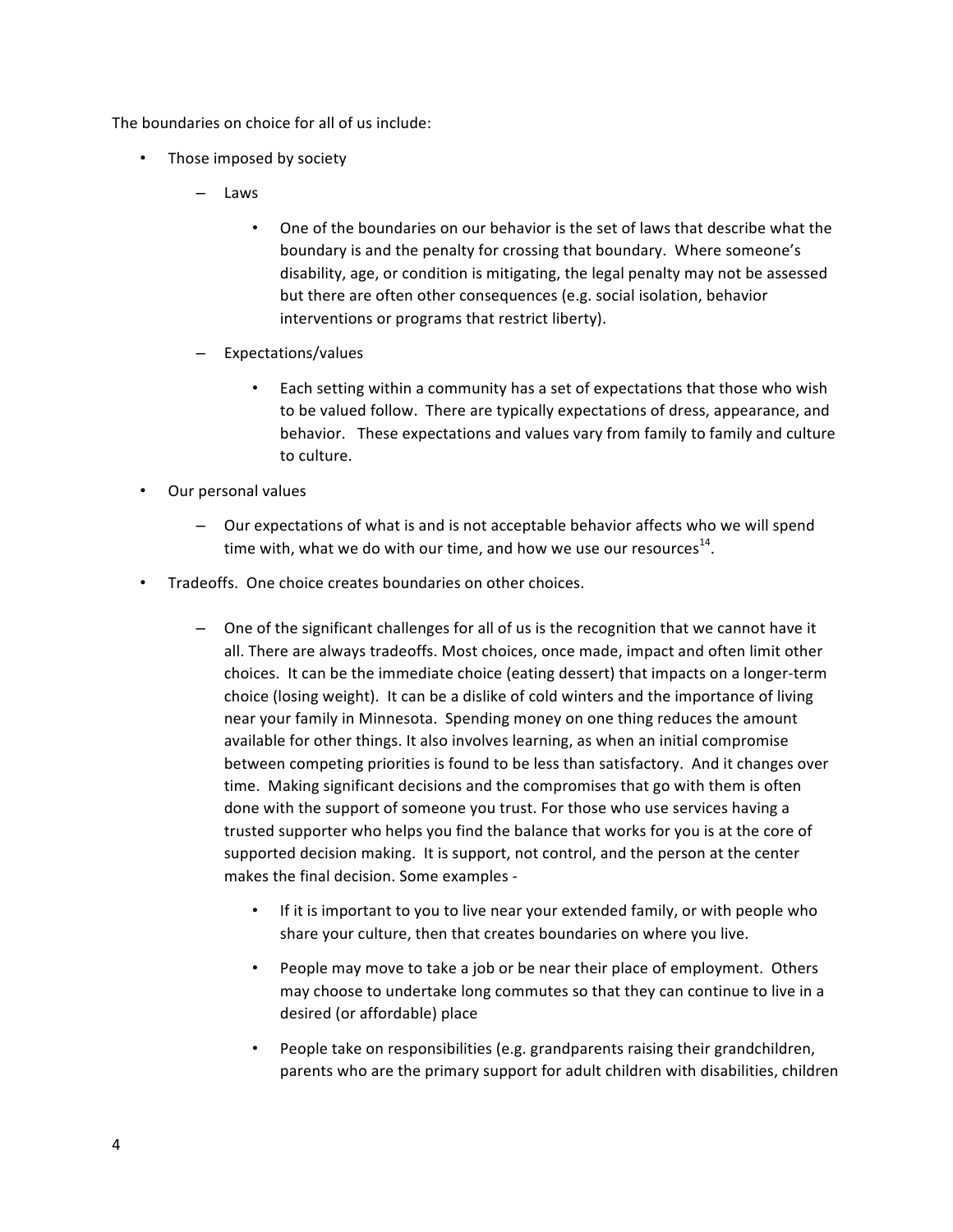The boundaries on choice for all of us include:

- Those imposed by society
  - Laws
    - One of the boundaries on our behavior is the set of laws that describe what the boundary is and the penalty for crossing that boundary. Where someone's disability, age, or condition is mitigating, the legal penalty may not be assessed but there are often other consequences (e.g. social isolation, behavior interventions or programs that restrict liberty).
  - Expectations/values
    - Each setting within a community has a set of expectations that those who wish to be valued follow. There are typically expectations of dress, appearance, and behavior. These expectations and values vary from family to family and culture to culture.
- Our personal values
  - Our expectations of what is and is not acceptable behavior affects who we will spend time with, what we do with our time, and how we use our resources[14].
- Tradeoffs. One choice creates boundaries on other choices.
  - One of the significant challenges for all of us is the recognition that we cannot have it all. There are always tradeoffs. Most choices, once made, impact and often limit other choices. It can be the immediate choice (eating dessert) that impacts on a longer-term choice (losing weight). It can be a dislike of cold winters and the importance of living near your family in Minnesota. Spending money on one thing reduces the amount available for other things. It also involves learning, as when an initial compromise between competing priorities is found to be less than satisfactory. And it changes over time. Making significant decisions and the compromises that go with them is often done with the support of someone you trust. For those who use services having a trusted supporter who helps you find the balance that works for you is at the core of supported decision making. It is support, not control, and the person at the center makes the final decision. Some examples -
    - If it is important to you to live near your extended family, or with people who share your culture, then that creates boundaries on where you live.
    - People may move to take a job or be near their place of employment. Others may choose to undertake long commutes so that they can continue to live in a desired (or affordable) place
    - People take on responsibilities (e.g. grandparents raising their grandchildren, parents who are the primary support for adult children with disabilities, children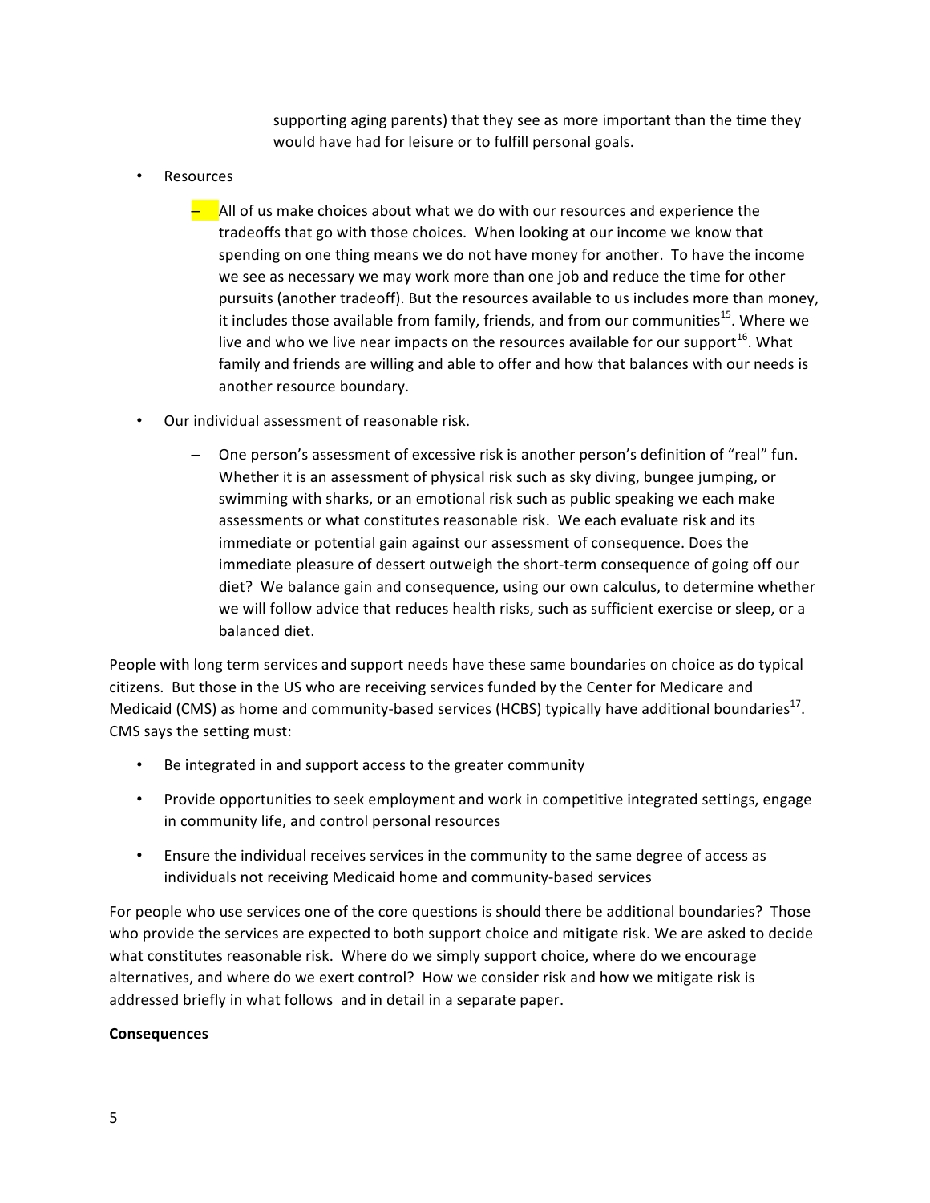supporting aging parents) that they see as more important than the time they would have had for leisure or to fulfill personal goals.

- Resources
  - All of us make choices about what we do with our resources and experience the tradeoffs that go with those choices. When looking at our income we know that spending on one thing means we do not have money for another. To have the income we see as necessary we may work more than one job and reduce the time for other pursuits (another tradeoff). But the resources available to us includes more than money, it includes those available from family, friends, and from our communities[15]. Where we live and who we live near impacts on the resources available for our support[16]. What family and friends are willing and able to offer and how that balances with our needs is another resource boundary.
- Our individual assessment of reasonable risk.
  - One person's assessment of excessive risk is another person's definition of "real" fun. Whether it is an assessment of physical risk such as sky diving, bungee jumping, or swimming with sharks, or an emotional risk such as public speaking we each make assessments or what constitutes reasonable risk. We each evaluate risk and its immediate or potential gain against our assessment of consequence. Does the immediate pleasure of dessert outweigh the short-term consequence of going off our diet? We balance gain and consequence, using our own calculus, to determine whether we will follow advice that reduces health risks, such as sufficient exercise or sleep, or a balanced diet.

People with long term services and support needs have these same boundaries on choice as do typical citizens. But those in the US who are receiving services funded by the Center for Medicare and Medicaid (CMS) as home and community-based services (HCBS) typically have additional boundaries[17]. CMS says the setting must:

- Be integrated in and support access to the greater community
- Provide opportunities to seek employment and work in competitive integrated settings, engage in community life, and control personal resources
- Ensure the individual receives services in the community to the same degree of access as individuals not receiving Medicaid home and community-based services

For people who use services one of the core questions is should there be additional boundaries? Those who provide the services are expected to both support choice and mitigate risk. We are asked to decide what constitutes reasonable risk. Where do we simply support choice, where do we encourage alternatives, and where do we exert control? How we consider risk and how we mitigate risk is addressed briefly in what follows and in detail in a separate paper.

**Consequences**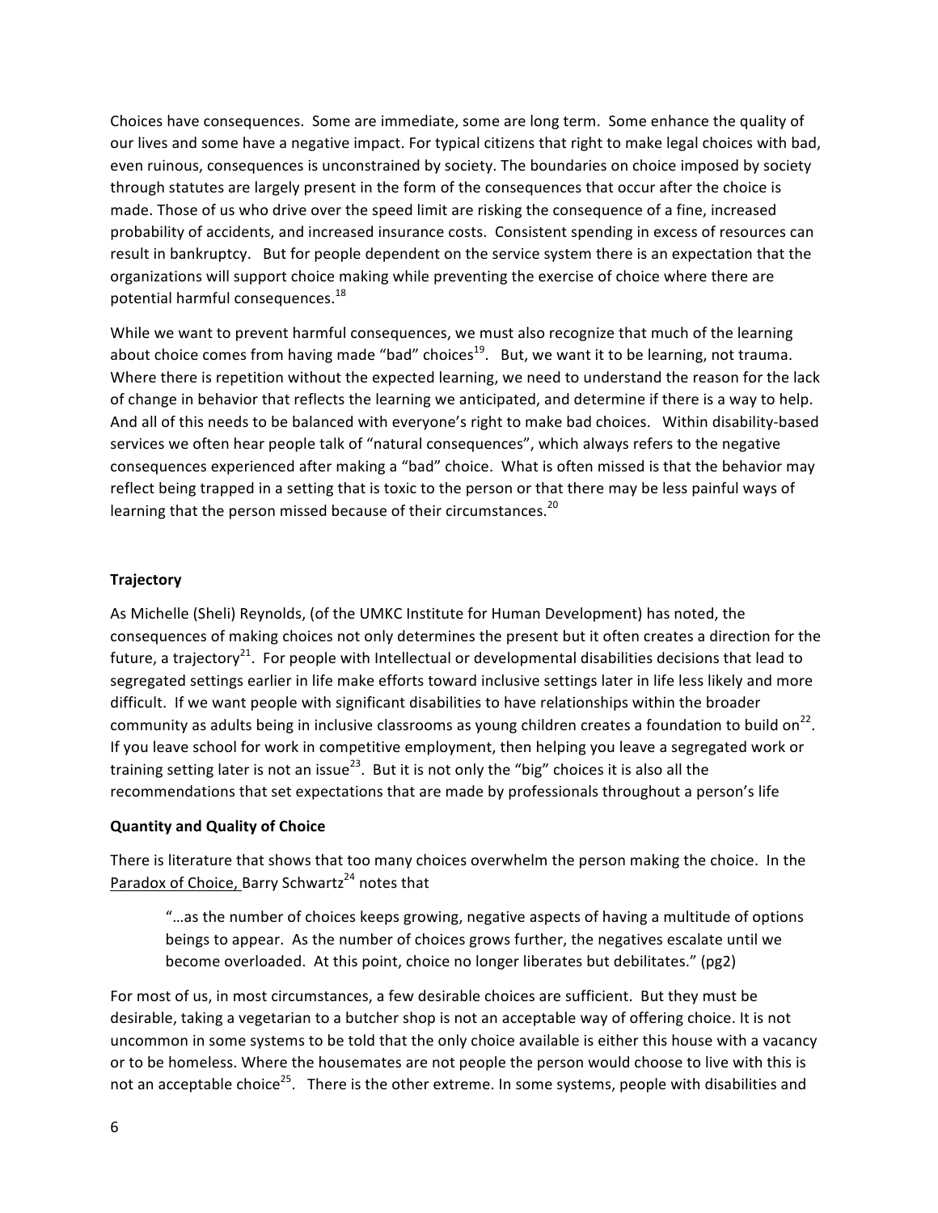Choices have consequences. Some are immediate, some are long term. Some enhance the quality of our lives and some have a negative impact. For typical citizens that right to make legal choices with bad, even ruinous, consequences is unconstrained by society. The boundaries on choice imposed by society through statutes are largely present in the form of the consequences that occur after the choice is made. Those of us who drive over the speed limit are risking the consequence of a fine, increased probability of accidents, and increased insurance costs. Consistent spending in excess of resources can result in bankruptcy. But for people dependent on the service system there is an expectation that the organizations will support choice making while preventing the exercise of choice where there are potential harmful consequences.[18]

While we want to prevent harmful consequences, we must also recognize that much of the learning about choice comes from having made "bad" choices[19]. But, we want it to be learning, not trauma. Where there is repetition without the expected learning, we need to understand the reason for the lack of change in behavior that reflects the learning we anticipated, and determine if there is a way to help. And all of this needs to be balanced with everyone's right to make bad choices. Within disability-based services we often hear people talk of "natural consequences", which always refers to the negative consequences experienced after making a "bad" choice. What is often missed is that the behavior may reflect being trapped in a setting that is toxic to the person or that there may be less painful ways of learning that the person missed because of their circumstances.[20]

**Trajectory**

As Michelle (Sheli) Reynolds, (of the UMKC Institute for Human Development) has noted, the consequences of making choices not only determines the present but it often creates a direction for the future, a trajectory[21]. For people with Intellectual or developmental disabilities decisions that lead to segregated settings earlier in life make efforts toward inclusive settings later in life less likely and more difficult. If we want people with significant disabilities to have relationships within the broader community as adults being in inclusive classrooms as young children creates a foundation to build on[22]. If you leave school for work in competitive employment, then helping you leave a segregated work or training setting later is not an issue[23]. But it is not only the "big" choices it is also all the recommendations that set expectations that are made by professionals throughout a person's life

**Quantity and Quality of Choice**

There is literature that shows that too many choices overwhelm the person making the choice. In the <u>Paradox of Choice,</u> Barry Schwartz[24] notes that

> "…as the number of choices keeps growing, negative aspects of having a multitude of options beings to appear. As the number of choices grows further, the negatives escalate until we become overloaded. At this point, choice no longer liberates but debilitates." (pg2)

For most of us, in most circumstances, a few desirable choices are sufficient. But they must be desirable, taking a vegetarian to a butcher shop is not an acceptable way of offering choice. It is not uncommon in some systems to be told that the only choice available is either this house with a vacancy or to be homeless. Where the housemates are not people the person would choose to live with this is not an acceptable choice[25]. There is the other extreme. In some systems, people with disabilities and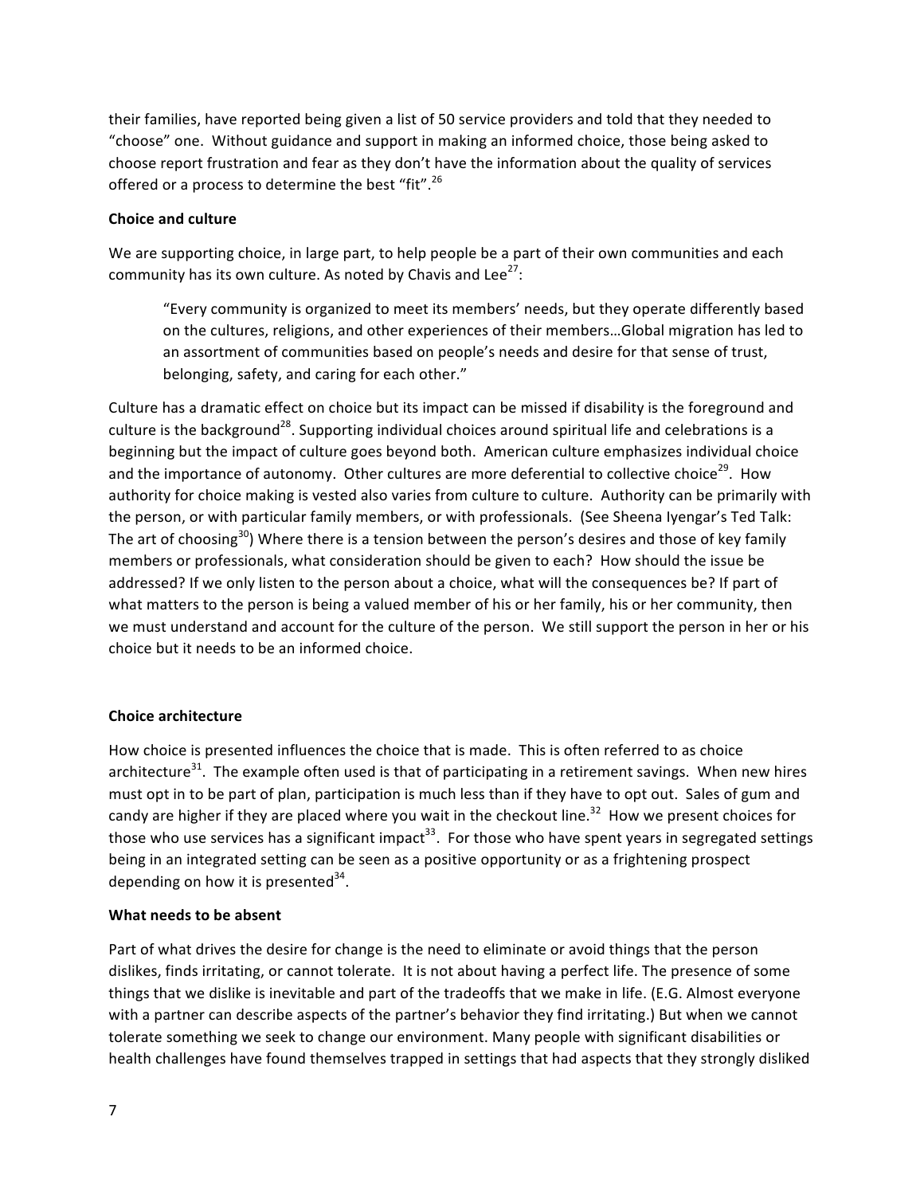their families, have reported being given a list of 50 service providers and told that they needed to "choose" one. Without guidance and support in making an informed choice, those being asked to choose report frustration and fear as they don't have the information about the quality of services offered or a process to determine the best "fit".[26]

**Choice and culture**

We are supporting choice, in large part, to help people be a part of their own communities and each community has its own culture. As noted by Chavis and Lee[27]:

> "Every community is organized to meet its members' needs, but they operate differently based on the cultures, religions, and other experiences of their members…Global migration has led to an assortment of communities based on people's needs and desire for that sense of trust, belonging, safety, and caring for each other."

Culture has a dramatic effect on choice but its impact can be missed if disability is the foreground and culture is the background[28]. Supporting individual choices around spiritual life and celebrations is a beginning but the impact of culture goes beyond both. American culture emphasizes individual choice and the importance of autonomy. Other cultures are more deferential to collective choice[29]. How authority for choice making is vested also varies from culture to culture. Authority can be primarily with the person, or with particular family members, or with professionals. (See Sheena Iyengar's Ted Talk: The art of choosing[30]) Where there is a tension between the person's desires and those of key family members or professionals, what consideration should be given to each? How should the issue be addressed? If we only listen to the person about a choice, what will the consequences be? If part of what matters to the person is being a valued member of his or her family, his or her community, then we must understand and account for the culture of the person. We still support the person in her or his choice but it needs to be an informed choice.

**Choice architecture**

How choice is presented influences the choice that is made. This is often referred to as choice architecture[31]. The example often used is that of participating in a retirement savings. When new hires must opt in to be part of plan, participation is much less than if they have to opt out. Sales of gum and candy are higher if they are placed where you wait in the checkout line.[32] How we present choices for those who use services has a significant impact[33]. For those who have spent years in segregated settings being in an integrated setting can be seen as a positive opportunity or as a frightening prospect depending on how it is presented[34].

**What needs to be absent**

Part of what drives the desire for change is the need to eliminate or avoid things that the person dislikes, finds irritating, or cannot tolerate. It is not about having a perfect life. The presence of some things that we dislike is inevitable and part of the tradeoffs that we make in life. (E.G. Almost everyone with a partner can describe aspects of the partner's behavior they find irritating.) But when we cannot tolerate something we seek to change our environment. Many people with significant disabilities or health challenges have found themselves trapped in settings that had aspects that they strongly disliked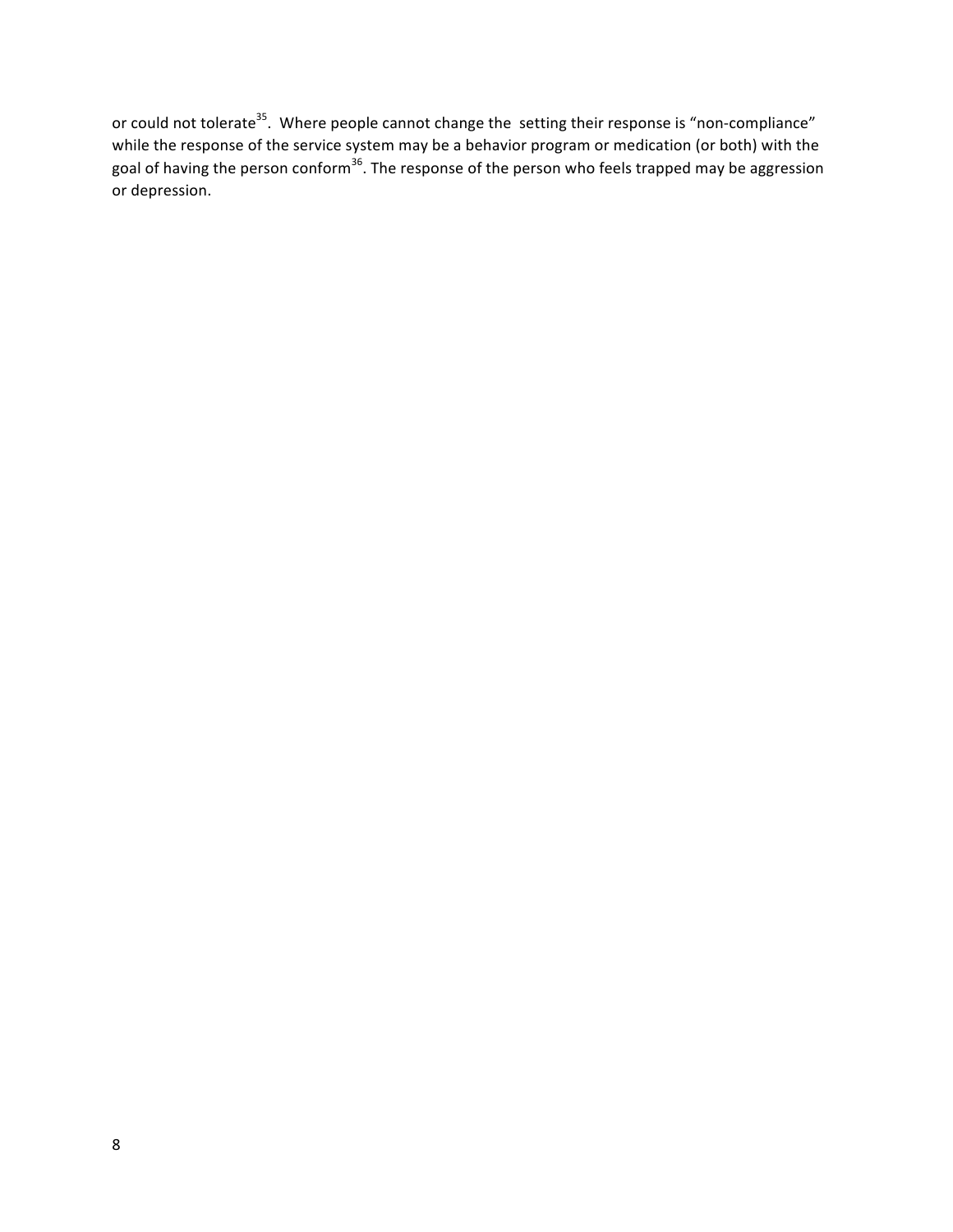or could not tolerate[35]. Where people cannot change the setting their response is "non-compliance" while the response of the service system may be a behavior program or medication (or both) with the goal of having the person conform[36]. The response of the person who feels trapped may be aggression or depression.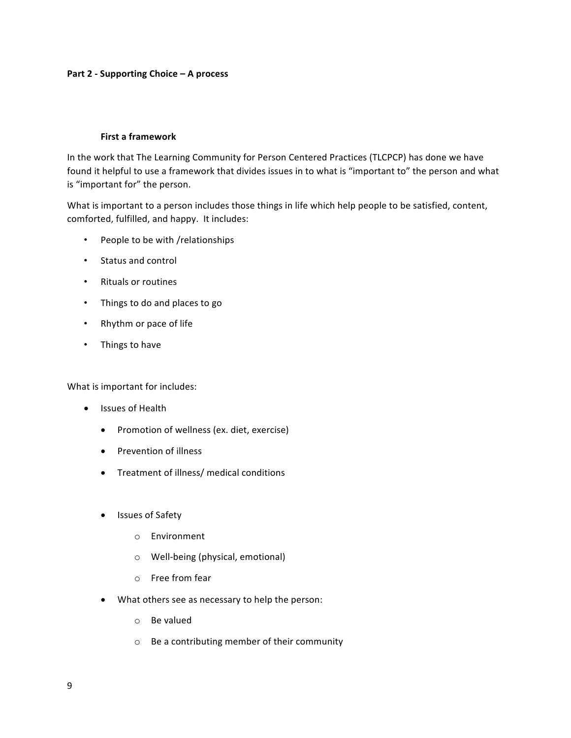## Part 2 - Supporting Choice – A process

### First a framework

In the work that The Learning Community for Person Centered Practices (TLCPCP) has done we have found it helpful to use a framework that divides issues in to what is "important to" the person and what is "important for" the person.

What is important to a person includes those things in life which help people to be satisfied, content, comforted, fulfilled, and happy. It includes:

- People to be with /relationships
- Status and control
- Rituals or routines
- Things to do and places to go
- Rhythm or pace of life
- Things to have

What is important for includes:

- Issues of Health
    - Promotion of wellness (ex. diet, exercise)
    - Prevention of illness
    - Treatment of illness/ medical conditions
    - Issues of Safety
        - Environment
        - Well-being (physical, emotional)
        - Free from fear
    - What others see as necessary to help the person:
        - Be valued
        - Be a contributing member of their community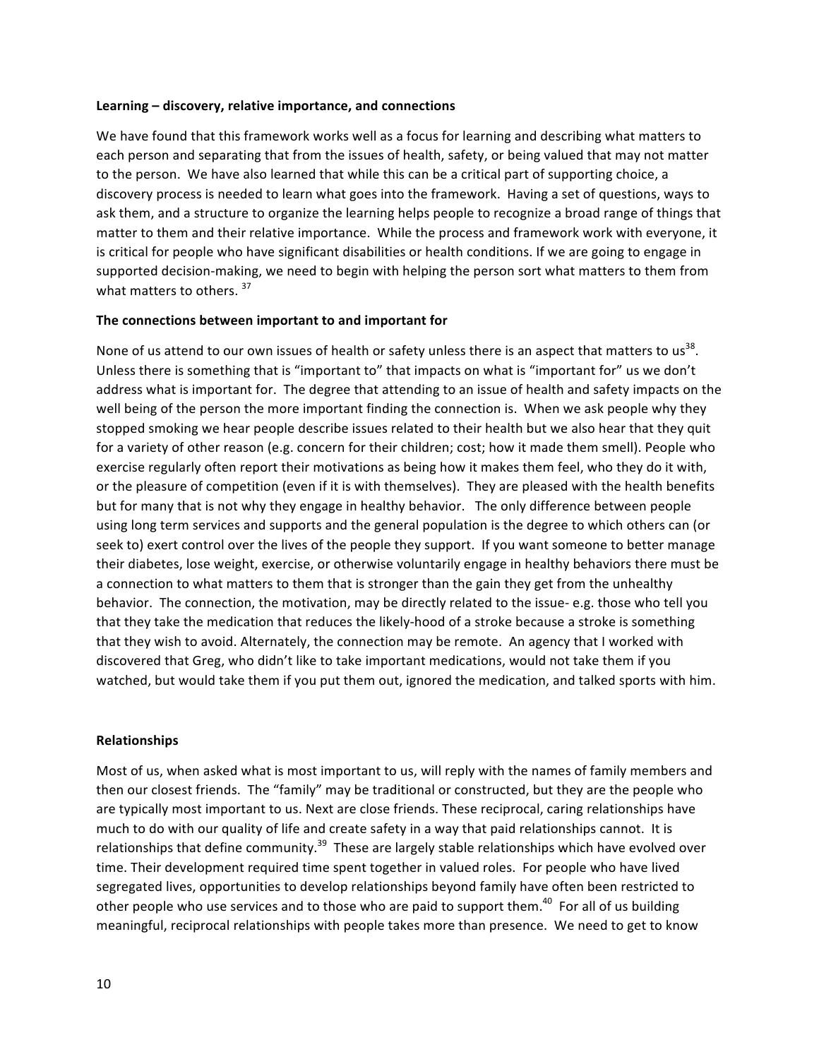**Learning – discovery, relative importance, and connections**

We have found that this framework works well as a focus for learning and describing what matters to each person and separating that from the issues of health, safety, or being valued that may not matter to the person. We have also learned that while this can be a critical part of supporting choice, a discovery process is needed to learn what goes into the framework. Having a set of questions, ways to ask them, and a structure to organize the learning helps people to recognize a broad range of things that matter to them and their relative importance. While the process and framework work with everyone, it is critical for people who have significant disabilities or health conditions. If we are going to engage in supported decision-making, we need to begin with helping the person sort what matters to them from what matters to others. [37]

**The connections between important to and important for**

None of us attend to our own issues of health or safety unless there is an aspect that matters to us[38]. Unless there is something that is "important to" that impacts on what is "important for" us we don't address what is important for. The degree that attending to an issue of health and safety impacts on the well being of the person the more important finding the connection is. When we ask people why they stopped smoking we hear people describe issues related to their health but we also hear that they quit for a variety of other reason (e.g. concern for their children; cost; how it made them smell). People who exercise regularly often report their motivations as being how it makes them feel, who they do it with, or the pleasure of competition (even if it is with themselves). They are pleased with the health benefits but for many that is not why they engage in healthy behavior. The only difference between people using long term services and supports and the general population is the degree to which others can (or seek to) exert control over the lives of the people they support. If you want someone to better manage their diabetes, lose weight, exercise, or otherwise voluntarily engage in healthy behaviors there must be a connection to what matters to them that is stronger than the gain they get from the unhealthy behavior. The connection, the motivation, may be directly related to the issue- e.g. those who tell you that they take the medication that reduces the likely-hood of a stroke because a stroke is something that they wish to avoid. Alternately, the connection may be remote. An agency that I worked with discovered that Greg, who didn't like to take important medications, would not take them if you watched, but would take them if you put them out, ignored the medication, and talked sports with him.

**Relationships**

Most of us, when asked what is most important to us, will reply with the names of family members and then our closest friends. The "family" may be traditional or constructed, but they are the people who are typically most important to us. Next are close friends. These reciprocal, caring relationships have much to do with our quality of life and create safety in a way that paid relationships cannot. It is relationships that define community.[39] These are largely stable relationships which have evolved over time. Their development required time spent together in valued roles. For people who have lived segregated lives, opportunities to develop relationships beyond family have often been restricted to other people who use services and to those who are paid to support them.[40] For all of us building meaningful, reciprocal relationships with people takes more than presence. We need to get to know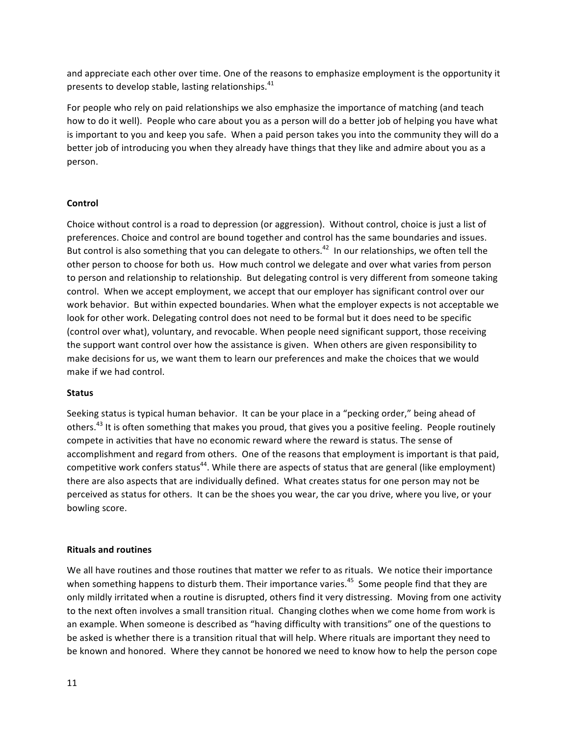and appreciate each other over time. One of the reasons to emphasize employment is the opportunity it presents to develop stable, lasting relationships.[41]

For people who rely on paid relationships we also emphasize the importance of matching (and teach how to do it well). People who care about you as a person will do a better job of helping you have what is important to you and keep you safe. When a paid person takes you into the community they will do a better job of introducing you when they already have things that they like and admire about you as a person.

**Control**

Choice without control is a road to depression (or aggression). Without control, choice is just a list of preferences. Choice and control are bound together and control has the same boundaries and issues. But control is also something that you can delegate to others.[42] In our relationships, we often tell the other person to choose for both us. How much control we delegate and over what varies from person to person and relationship to relationship. But delegating control is very different from someone taking control. When we accept employment, we accept that our employer has significant control over our work behavior. But within expected boundaries. When what the employer expects is not acceptable we look for other work. Delegating control does not need to be formal but it does need to be specific (control over what), voluntary, and revocable. When people need significant support, those receiving the support want control over how the assistance is given. When others are given responsibility to make decisions for us, we want them to learn our preferences and make the choices that we would make if we had control.

**Status**

Seeking status is typical human behavior. It can be your place in a "pecking order," being ahead of others.[43] It is often something that makes you proud, that gives you a positive feeling. People routinely compete in activities that have no economic reward where the reward is status. The sense of accomplishment and regard from others. One of the reasons that employment is important is that paid, competitive work confers status[44]. While there are aspects of status that are general (like employment) there are also aspects that are individually defined. What creates status for one person may not be perceived as status for others. It can be the shoes you wear, the car you drive, where you live, or your bowling score.

**Rituals and routines**

We all have routines and those routines that matter we refer to as rituals. We notice their importance when something happens to disturb them. Their importance varies.[45] Some people find that they are only mildly irritated when a routine is disrupted, others find it very distressing. Moving from one activity to the next often involves a small transition ritual. Changing clothes when we come home from work is an example. When someone is described as "having difficulty with transitions" one of the questions to be asked is whether there is a transition ritual that will help. Where rituals are important they need to be known and honored. Where they cannot be honored we need to know how to help the person cope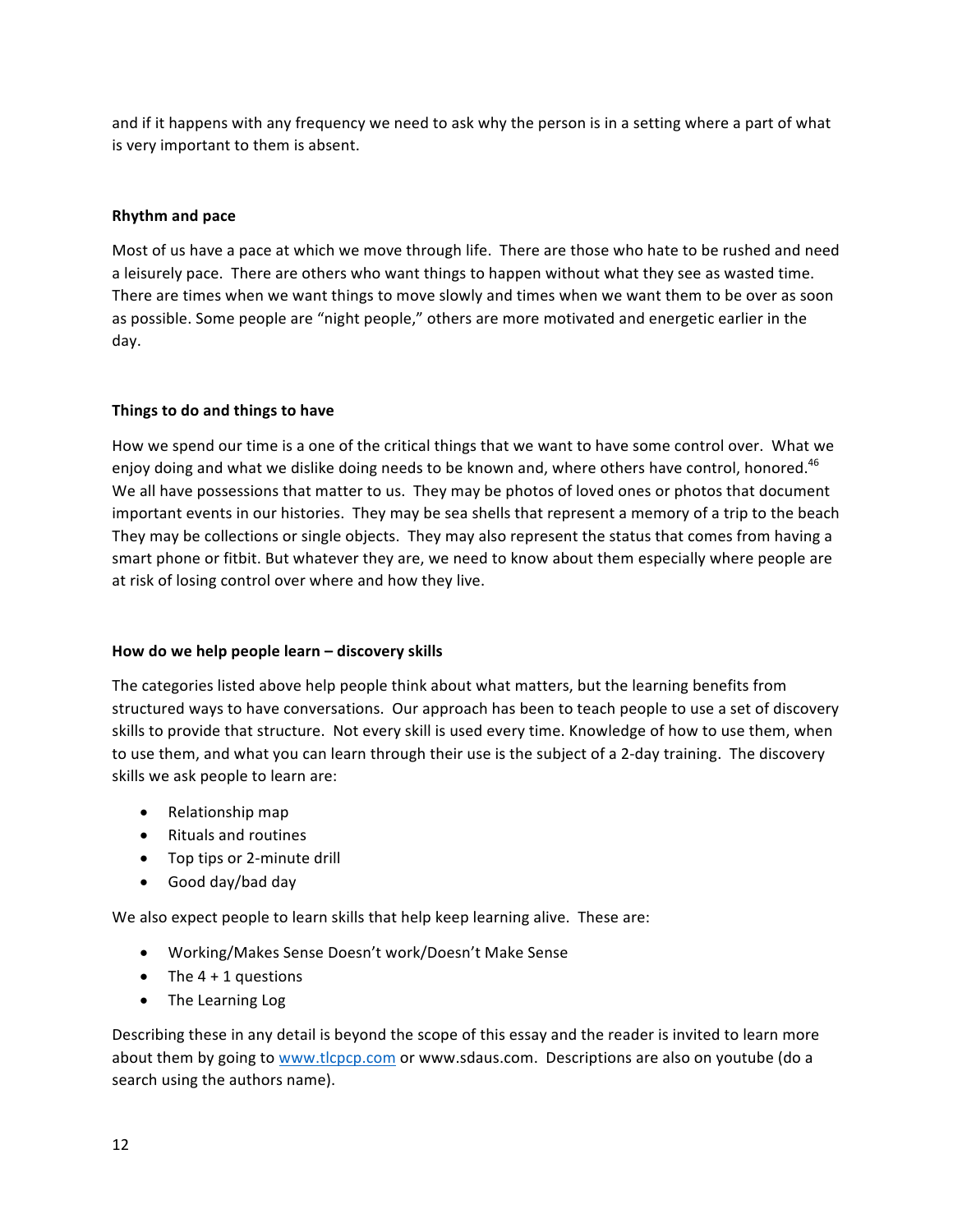and if it happens with any frequency we need to ask why the person is in a setting where a part of what is very important to them is absent.

**Rhythm and pace**

Most of us have a pace at which we move through life. There are those who hate to be rushed and need a leisurely pace. There are others who want things to happen without what they see as wasted time. There are times when we want things to move slowly and times when we want them to be over as soon as possible. Some people are "night people," others are more motivated and energetic earlier in the day.

**Things to do and things to have**

How we spend our time is a one of the critical things that we want to have some control over. What we enjoy doing and what we dislike doing needs to be known and, where others have control, honored.[46] We all have possessions that matter to us. They may be photos of loved ones or photos that document important events in our histories. They may be sea shells that represent a memory of a trip to the beach They may be collections or single objects. They may also represent the status that comes from having a smart phone or fitbit. But whatever they are, we need to know about them especially where people are at risk of losing control over where and how they live.

**How do we help people learn – discovery skills**

The categories listed above help people think about what matters, but the learning benefits from structured ways to have conversations. Our approach has been to teach people to use a set of discovery skills to provide that structure. Not every skill is used every time. Knowledge of how to use them, when to use them, and what you can learn through their use is the subject of a 2-day training. The discovery skills we ask people to learn are:

- Relationship map
- Rituals and routines
- Top tips or 2-minute drill
- Good day/bad day

We also expect people to learn skills that help keep learning alive. These are:

- Working/Makes Sense Doesn't work/Doesn't Make Sense
- The 4 + 1 questions
- The Learning Log

Describing these in any detail is beyond the scope of this essay and the reader is invited to learn more about them by going to www.tlcpcp.com or www.sdaus.com. Descriptions are also on youtube (do a search using the authors name).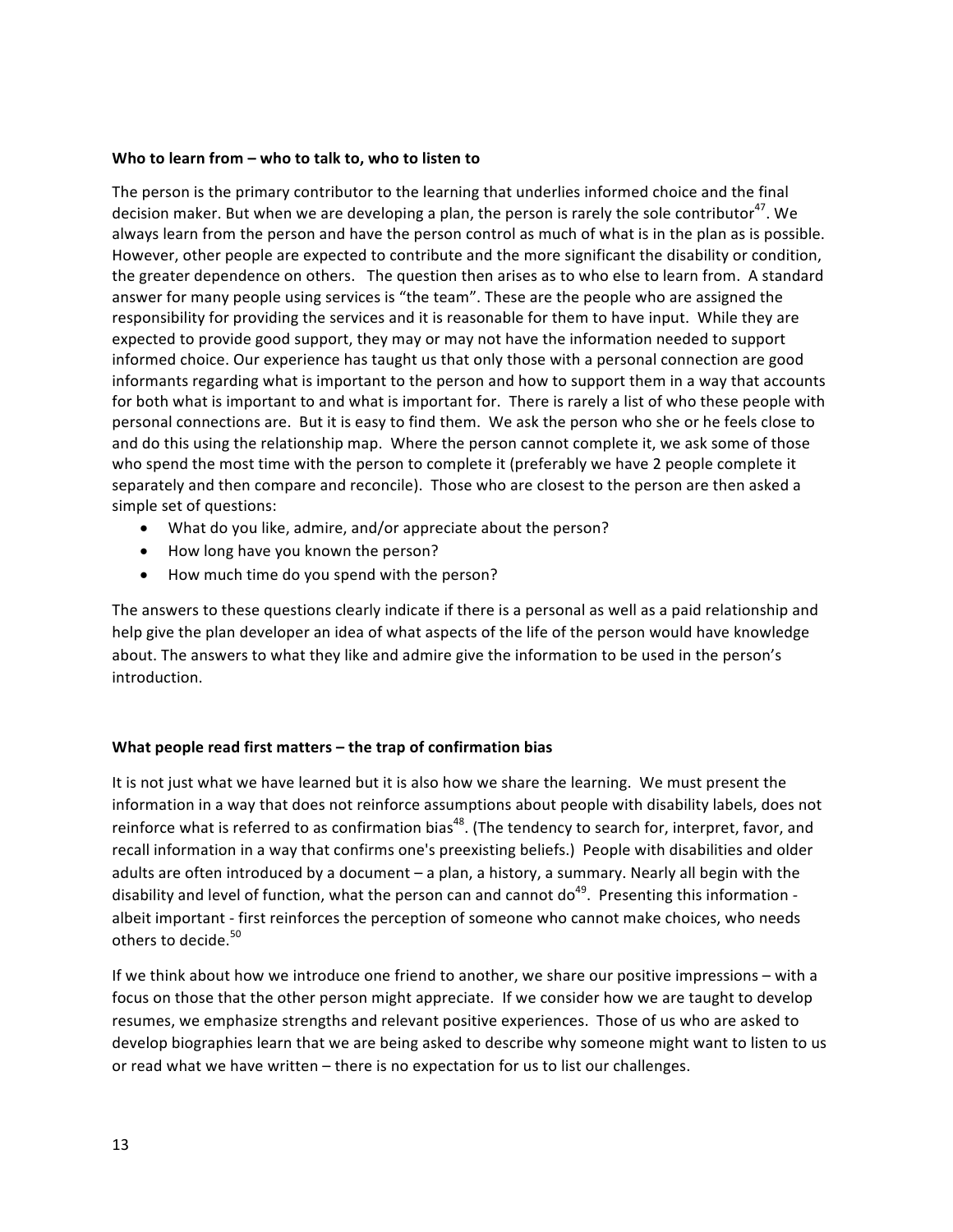**Who to learn from – who to talk to, who to listen to**

The person is the primary contributor to the learning that underlies informed choice and the final decision maker. But when we are developing a plan, the person is rarely the sole contributor[47]. We always learn from the person and have the person control as much of what is in the plan as is possible. However, other people are expected to contribute and the more significant the disability or condition, the greater dependence on others. The question then arises as to who else to learn from. A standard answer for many people using services is "the team". These are the people who are assigned the responsibility for providing the services and it is reasonable for them to have input. While they are expected to provide good support, they may or may not have the information needed to support informed choice. Our experience has taught us that only those with a personal connection are good informants regarding what is important to the person and how to support them in a way that accounts for both what is important to and what is important for. There is rarely a list of who these people with personal connections are. But it is easy to find them. We ask the person who she or he feels close to and do this using the relationship map. Where the person cannot complete it, we ask some of those who spend the most time with the person to complete it (preferably we have 2 people complete it separately and then compare and reconcile). Those who are closest to the person are then asked a simple set of questions:

- What do you like, admire, and/or appreciate about the person?
- How long have you known the person?
- How much time do you spend with the person?

The answers to these questions clearly indicate if there is a personal as well as a paid relationship and help give the plan developer an idea of what aspects of the life of the person would have knowledge about. The answers to what they like and admire give the information to be used in the person's introduction.

**What people read first matters – the trap of confirmation bias**

It is not just what we have learned but it is also how we share the learning. We must present the information in a way that does not reinforce assumptions about people with disability labels, does not reinforce what is referred to as confirmation bias[48]. (The tendency to search for, interpret, favor, and recall information in a way that confirms one's preexisting beliefs.) People with disabilities and older adults are often introduced by a document – a plan, a history, a summary. Nearly all begin with the disability and level of function, what the person can and cannot do[49]. Presenting this information - albeit important - first reinforces the perception of someone who cannot make choices, who needs others to decide.[50]

If we think about how we introduce one friend to another, we share our positive impressions – with a focus on those that the other person might appreciate. If we consider how we are taught to develop resumes, we emphasize strengths and relevant positive experiences. Those of us who are asked to develop biographies learn that we are being asked to describe why someone might want to listen to us or read what we have written – there is no expectation for us to list our challenges.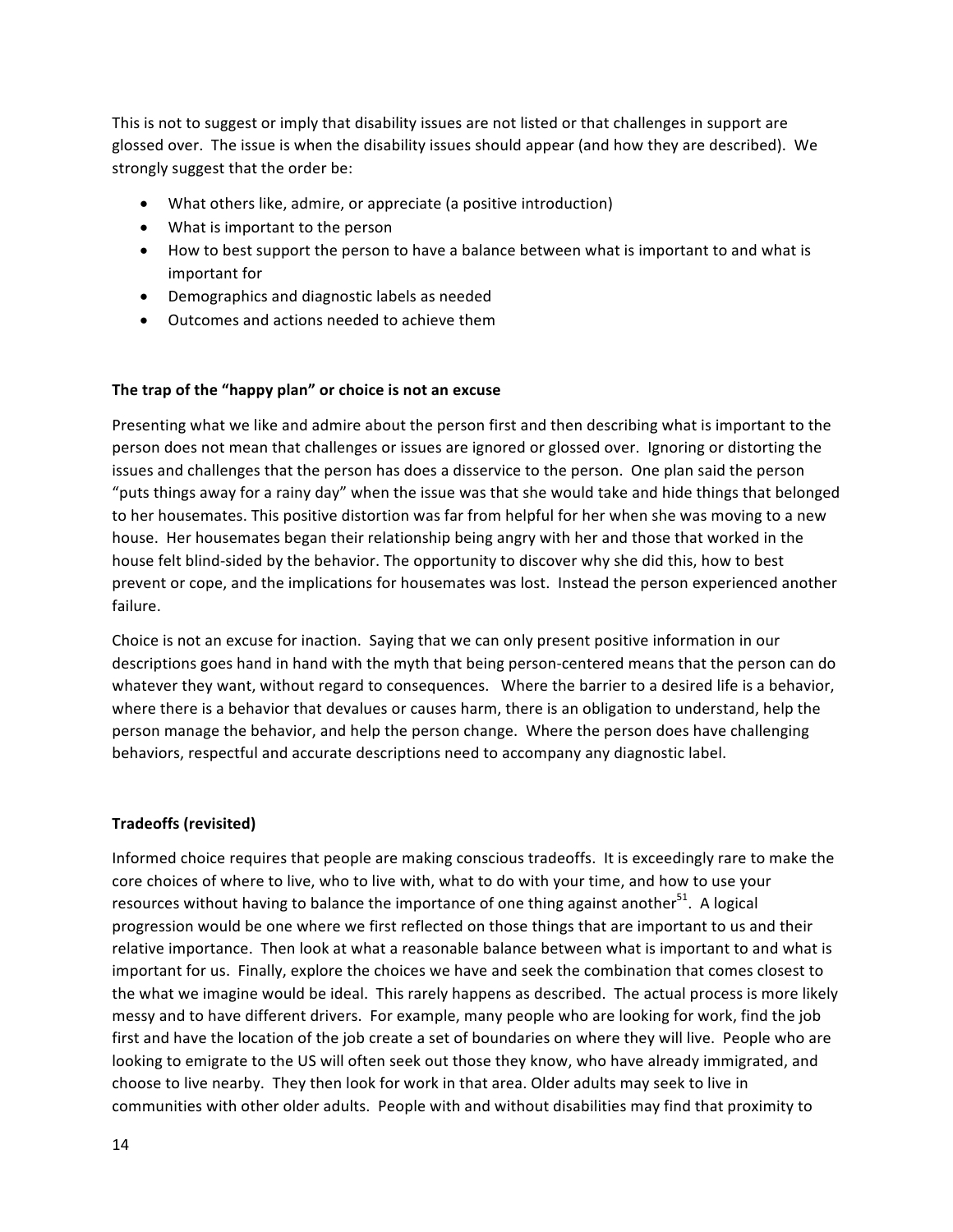This is not to suggest or imply that disability issues are not listed or that challenges in support are glossed over. The issue is when the disability issues should appear (and how they are described). We strongly suggest that the order be:

- What others like, admire, or appreciate (a positive introduction)
- What is important to the person
- How to best support the person to have a balance between what is important to and what is important for
- Demographics and diagnostic labels as needed
- Outcomes and actions needed to achieve them

**The trap of the "happy plan" or choice is not an excuse**

Presenting what we like and admire about the person first and then describing what is important to the person does not mean that challenges or issues are ignored or glossed over. Ignoring or distorting the issues and challenges that the person has does a disservice to the person. One plan said the person "puts things away for a rainy day" when the issue was that she would take and hide things that belonged to her housemates. This positive distortion was far from helpful for her when she was moving to a new house. Her housemates began their relationship being angry with her and those that worked in the house felt blind-sided by the behavior. The opportunity to discover why she did this, how to best prevent or cope, and the implications for housemates was lost. Instead the person experienced another failure.

Choice is not an excuse for inaction. Saying that we can only present positive information in our descriptions goes hand in hand with the myth that being person-centered means that the person can do whatever they want, without regard to consequences. Where the barrier to a desired life is a behavior, where there is a behavior that devalues or causes harm, there is an obligation to understand, help the person manage the behavior, and help the person change. Where the person does have challenging behaviors, respectful and accurate descriptions need to accompany any diagnostic label.

**Tradeoffs (revisited)**

Informed choice requires that people are making conscious tradeoffs. It is exceedingly rare to make the core choices of where to live, who to live with, what to do with your time, and how to use your resources without having to balance the importance of one thing against another[51]. A logical progression would be one where we first reflected on those things that are important to us and their relative importance. Then look at what a reasonable balance between what is important to and what is important for us. Finally, explore the choices we have and seek the combination that comes closest to the what we imagine would be ideal. This rarely happens as described. The actual process is more likely messy and to have different drivers. For example, many people who are looking for work, find the job first and have the location of the job create a set of boundaries on where they will live. People who are looking to emigrate to the US will often seek out those they know, who have already immigrated, and choose to live nearby. They then look for work in that area. Older adults may seek to live in communities with other older adults. People with and without disabilities may find that proximity to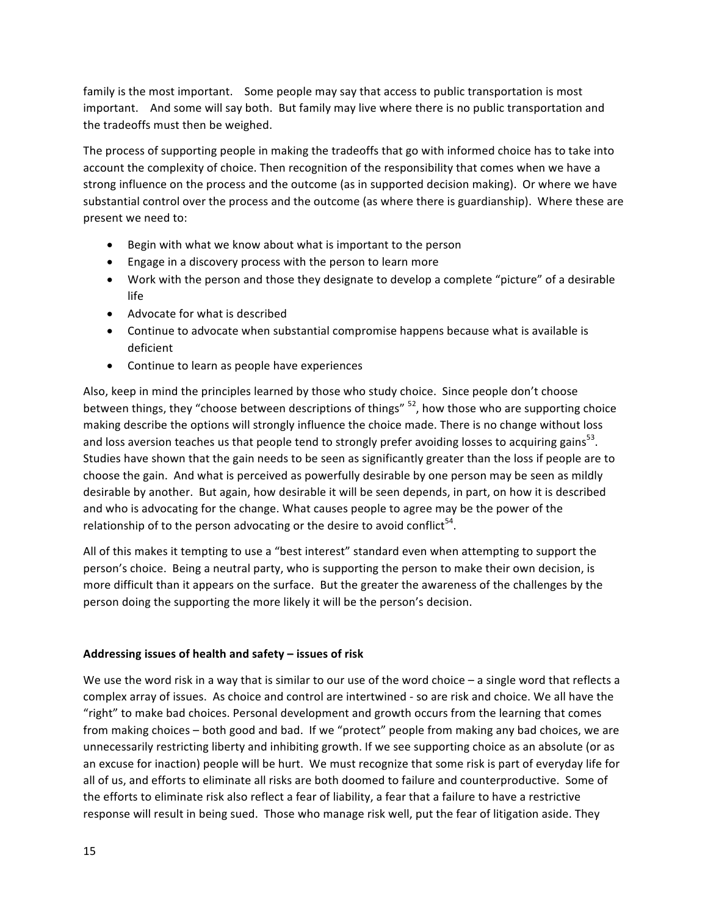family is the most important. Some people may say that access to public transportation is most important. And some will say both. But family may live where there is no public transportation and the tradeoffs must then be weighed.

The process of supporting people in making the tradeoffs that go with informed choice has to take into account the complexity of choice. Then recognition of the responsibility that comes when we have a strong influence on the process and the outcome (as in supported decision making). Or where we have substantial control over the process and the outcome (as where there is guardianship). Where these are present we need to:

- Begin with what we know about what is important to the person
- Engage in a discovery process with the person to learn more
- Work with the person and those they designate to develop a complete "picture" of a desirable life
- Advocate for what is described
- Continue to advocate when substantial compromise happens because what is available is deficient
- Continue to learn as people have experiences

Also, keep in mind the principles learned by those who study choice. Since people don't choose between things, they "choose between descriptions of things" [52], how those who are supporting choice making describe the options will strongly influence the choice made. There is no change without loss and loss aversion teaches us that people tend to strongly prefer avoiding losses to acquiring gains[53]. Studies have shown that the gain needs to be seen as significantly greater than the loss if people are to choose the gain. And what is perceived as powerfully desirable by one person may be seen as mildly desirable by another. But again, how desirable it will be seen depends, in part, on how it is described and who is advocating for the change. What causes people to agree may be the power of the relationship of to the person advocating or the desire to avoid conflict[54].

All of this makes it tempting to use a "best interest" standard even when attempting to support the person's choice. Being a neutral party, who is supporting the person to make their own decision, is more difficult than it appears on the surface. But the greater the awareness of the challenges by the person doing the supporting the more likely it will be the person's decision.

**Addressing issues of health and safety – issues of risk**

We use the word risk in a way that is similar to our use of the word choice – a single word that reflects a complex array of issues. As choice and control are intertwined - so are risk and choice. We all have the "right" to make bad choices. Personal development and growth occurs from the learning that comes from making choices – both good and bad. If we "protect" people from making any bad choices, we are unnecessarily restricting liberty and inhibiting growth. If we see supporting choice as an absolute (or as an excuse for inaction) people will be hurt. We must recognize that some risk is part of everyday life for all of us, and efforts to eliminate all risks are both doomed to failure and counterproductive. Some of the efforts to eliminate risk also reflect a fear of liability, a fear that a failure to have a restrictive response will result in being sued. Those who manage risk well, put the fear of litigation aside. They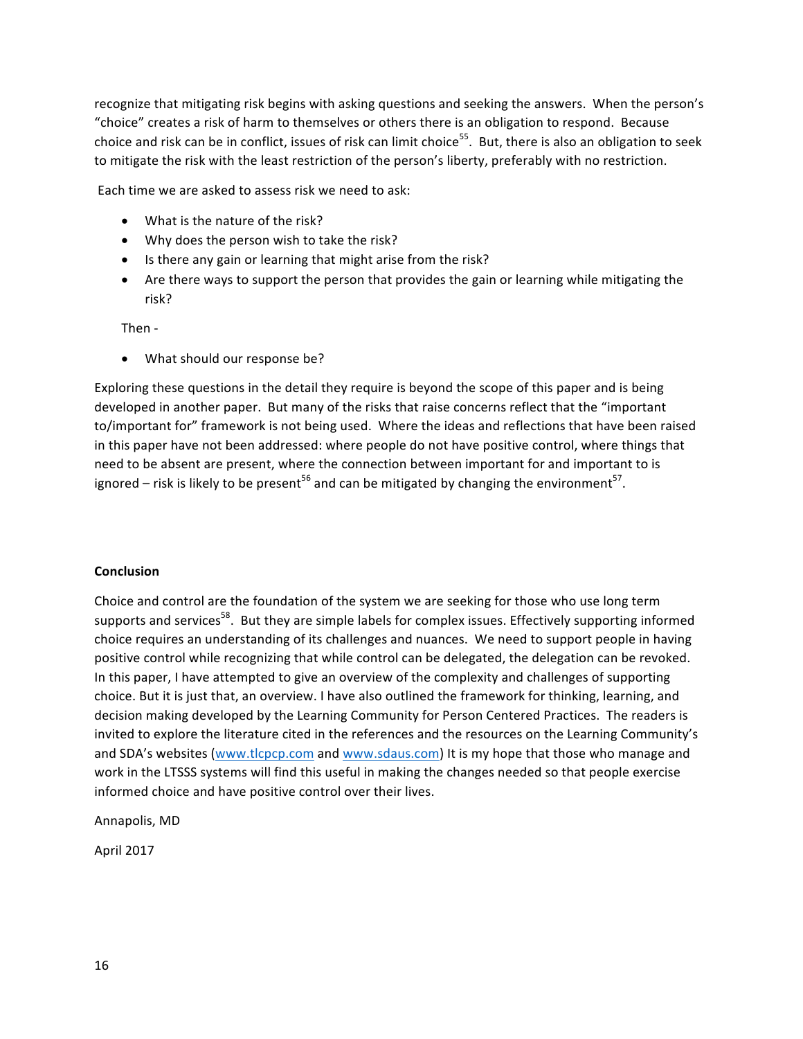recognize that mitigating risk begins with asking questions and seeking the answers. When the person's "choice" creates a risk of harm to themselves or others there is an obligation to respond. Because choice and risk can be in conflict, issues of risk can limit choice[55]. But, there is also an obligation to seek to mitigate the risk with the least restriction of the person's liberty, preferably with no restriction.

Each time we are asked to assess risk we need to ask:

- What is the nature of the risk?
- Why does the person wish to take the risk?
- Is there any gain or learning that might arise from the risk?
- Are there ways to support the person that provides the gain or learning while mitigating the risk?

Then -

- What should our response be?

Exploring these questions in the detail they require is beyond the scope of this paper and is being developed in another paper. But many of the risks that raise concerns reflect that the "important to/important for" framework is not being used. Where the ideas and reflections that have been raised in this paper have not been addressed: where people do not have positive control, where things that need to be absent are present, where the connection between important for and important to is ignored – risk is likely to be present[56] and can be mitigated by changing the environment[57].

**Conclusion**

Choice and control are the foundation of the system we are seeking for those who use long term supports and services[58]. But they are simple labels for complex issues. Effectively supporting informed choice requires an understanding of its challenges and nuances. We need to support people in having positive control while recognizing that while control can be delegated, the delegation can be revoked. In this paper, I have attempted to give an overview of the complexity and challenges of supporting choice. But it is just that, an overview. I have also outlined the framework for thinking, learning, and decision making developed by the Learning Community for Person Centered Practices. The readers is invited to explore the literature cited in the references and the resources on the Learning Community's and SDA's websites (www.tlcpcp.com and www.sdaus.com) It is my hope that those who manage and work in the LTSSS systems will find this useful in making the changes needed so that people exercise informed choice and have positive control over their lives.

Annapolis, MD

April 2017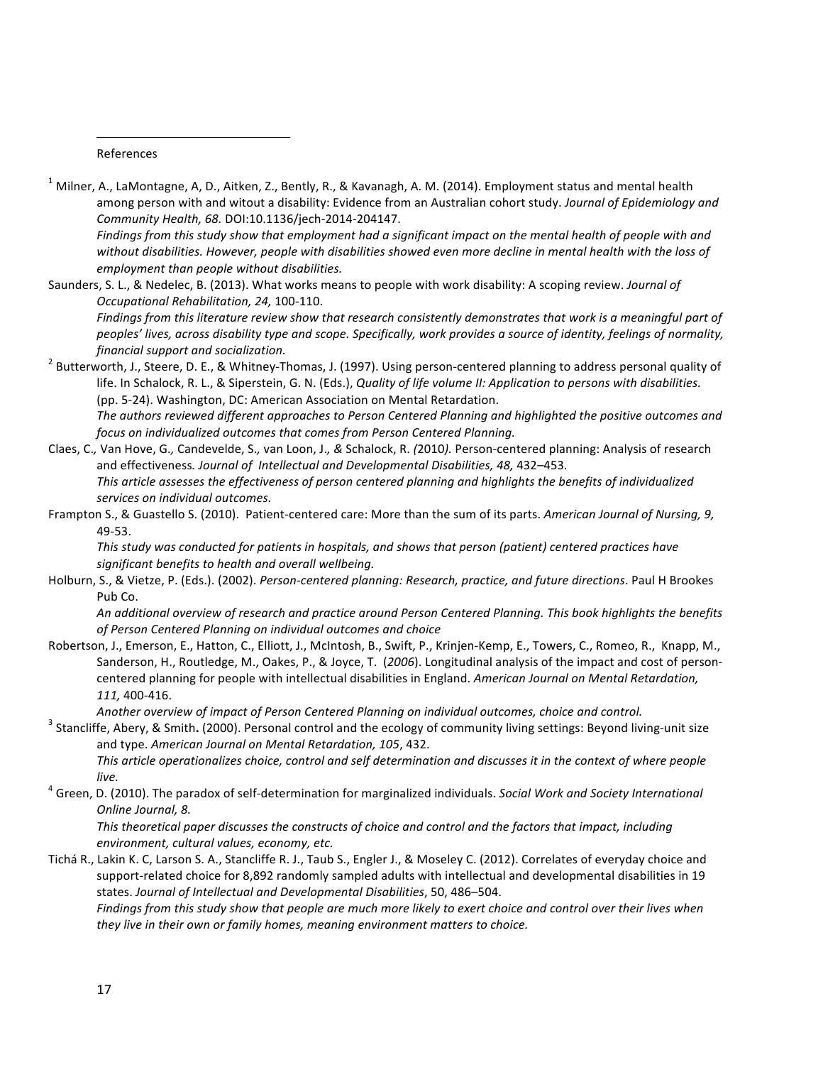References

[1] Milner, A., LaMontagne, A, D., Aitken, Z., Bently, R., & Kavanagh, A. M. (2014). Employment status and mental health among person with and witout a disability: Evidence from an Australian cohort study. *Journal of Epidemiology and Community Health, 68.* DOI:10.1136/jech-2014-204147.

*Findings from this study show that employment had a significant impact on the mental health of people with and without disabilities. However, people with disabilities showed even more decline in mental health with the loss of employment than people without disabilities.*

Saunders, S. L., & Nedelec, B. (2013). What works means to people with work disability: A scoping review. *Journal of Occupational Rehabilitation, 24,* 100-110.

*Findings from this literature review show that research consistently demonstrates that work is a meaningful part of peoples' lives, across disability type and scope. Specifically, work provides a source of identity, feelings of normality, financial support and socialization.*

[2] Butterworth, J., Steere, D. E., & Whitney-Thomas, J. (1997). Using person-centered planning to address personal quality of life. In Schalock, R. L., & Siperstein, G. N. (Eds.), *Quality of life volume II: Application to persons with disabilities.* (pp. 5-24). Washington, DC: American Association on Mental Retardation.

*The authors reviewed different approaches to Person Centered Planning and highlighted the positive outcomes and focus on individualized outcomes that comes from Person Centered Planning.*

Claes, C., Van Hove, G., Candevelde, S., van Loon, J., & Schalock, R. (2010). Person-centered planning: Analysis of research and effectiveness. *Journal of Intellectual and Developmental Disabilities, 48,* 432–453.

*This article assesses the effectiveness of person centered planning and highlights the benefits of individualized services on individual outcomes.*

Frampton S., & Guastello S. (2010). Patient-centered care: More than the sum of its parts. *American Journal of Nursing, 9,* 49-53.

*This study was conducted for patients in hospitals, and shows that person (patient) centered practices have significant benefits to health and overall wellbeing.*

Holburn, S., & Vietze, P. (Eds.). (2002). *Person-centered planning: Research, practice, and future directions*. Paul H Brookes Pub Co.

*An additional overview of research and practice around Person Centered Planning. This book highlights the benefits of Person Centered Planning on individual outcomes and choice*

Robertson, J., Emerson, E., Hatton, C., Elliott, J., McIntosh, B., Swift, P., Krinjen-Kemp, E., Towers, C., Romeo, R., Knapp, M., Sanderson, H., Routledge, M., Oakes, P., & Joyce, T. (*2006*). Longitudinal analysis of the impact and cost of person-centered planning for people with intellectual disabilities in England. *American Journal on Mental Retardation, 111,* 400-416.

*Another overview of impact of Person Centered Planning on individual outcomes, choice and control.*

[3] Stancliffe, Abery, & Smith**.** (2000). Personal control and the ecology of community living settings: Beyond living-unit size and type. *American Journal on Mental Retardation, 105*, 432.

*This article operationalizes choice, control and self determination and discusses it in the context of where people live.*

[4] Green, D. (2010). The paradox of self-determination for marginalized individuals. *Social Work and Society International Online Journal, 8.*

*This theoretical paper discusses the constructs of choice and control and the factors that impact, including environment, cultural values, economy, etc.*

Tichá R., Lakin K. C, Larson S. A., Stancliffe R. J., Taub S., Engler J., & Moseley C. (2012). Correlates of everyday choice and support-related choice for 8,892 randomly sampled adults with intellectual and developmental disabilities in 19 states. *Journal of Intellectual and Developmental Disabilities*, 50, 486–504.

*Findings from this study show that people are much more likely to exert choice and control over their lives when they live in their own or family homes, meaning environment matters to choice.*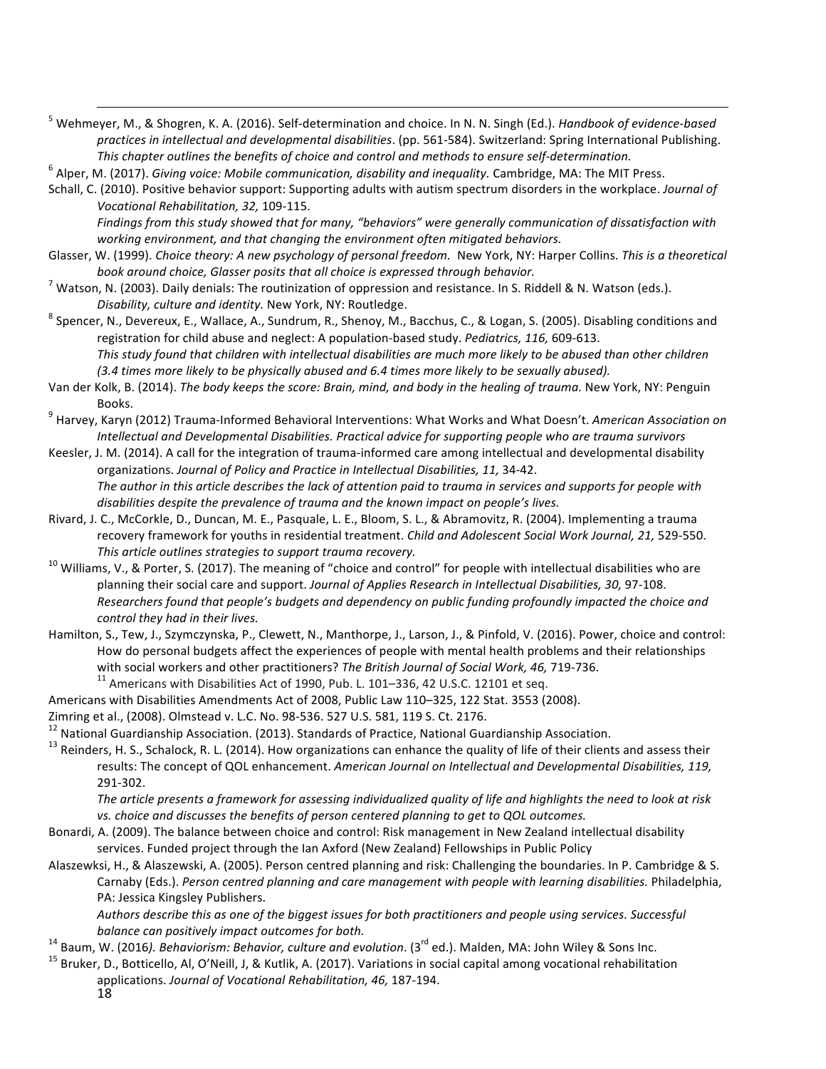[5] Wehmeyer, M., & Shogren, K. A. (2016). Self-determination and choice. In N. N. Singh (Ed.). *Handbook of evidence-based practices in intellectual and developmental disabilities*. (pp. 561-584). Switzerland: Spring International Publishing. *This chapter outlines the benefits of choice and control and methods to ensure self-determination.*

[6] Alper, M. (2017). *Giving voice: Mobile communication, disability and inequality.* Cambridge, MA: The MIT Press.

Schall, C. (2010). Positive behavior support: Supporting adults with autism spectrum disorders in the workplace. *Journal of Vocational Rehabilitation, 32,* 109-115.
*Findings from this study showed that for many, "behaviors" were generally communication of dissatisfaction with working environment, and that changing the environment often mitigated behaviors.*

Glasser, W. (1999). *Choice theory: A new psychology of personal freedom.* New York, NY: Harper Collins. *This is a theoretical book around choice, Glasser posits that all choice is expressed through behavior.*

[7] Watson, N. (2003). Daily denials: The routinization of oppression and resistance. In S. Riddell & N. Watson (eds.). *Disability, culture and identity.* New York, NY: Routledge.

[8] Spencer, N., Devereux, E., Wallace, A., Sundrum, R., Shenoy, M., Bacchus, C., & Logan, S. (2005). Disabling conditions and registration for child abuse and neglect: A population-based study. *Pediatrics, 116,* 609-613.
*This study found that children with intellectual disabilities are much more likely to be abused than other children (3.4 times more likely to be physically abused and 6.4 times more likely to be sexually abused).*

Van der Kolk, B. (2014). *The body keeps the score: Brain, mind, and body in the healing of trauma.* New York, NY: Penguin Books.

[9] Harvey, Karyn (2012) Trauma-Informed Behavioral Interventions: What Works and What Doesn't. *American Association on Intellectual and Developmental Disabilities. Practical advice for supporting people who are trauma survivors*

Keesler, J. M. (2014). A call for the integration of trauma-informed care among intellectual and developmental disability organizations. *Journal of Policy and Practice in Intellectual Disabilities, 11,* 34-42.
*The author in this article describes the lack of attention paid to trauma in services and supports for people with disabilities despite the prevalence of trauma and the known impact on people's lives.*

Rivard, J. C., McCorkle, D., Duncan, M. E., Pasquale, L. E., Bloom, S. L., & Abramovitz, R. (2004). Implementing a trauma recovery framework for youths in residential treatment. *Child and Adolescent Social Work Journal, 21,* 529-550.
*This article outlines strategies to support trauma recovery.*

[10] Williams, V., & Porter, S. (2017). The meaning of "choice and control" for people with intellectual disabilities who are planning their social care and support. *Journal of Applies Research in Intellectual Disabilities, 30,* 97-108.
*Researchers found that people's budgets and dependency on public funding profoundly impacted the choice and control they had in their lives.*

Hamilton, S., Tew, J., Szymczynska, P., Clewett, N., Manthorpe, J., Larson, J., & Pinfold, V. (2016). Power, choice and control: How do personal budgets affect the experiences of people with mental health problems and their relationships with social workers and other practitioners? *The British Journal of Social Work, 46,* 719-736.

[11] Americans with Disabilities Act of 1990, Pub. L. 101–336, 42 U.S.C. 12101 et seq.

Americans with Disabilities Amendments Act of 2008, Public Law 110–325, 122 Stat. 3553 (2008).

Zimring et al., (2008). Olmstead v. L.C. No. 98-536. 527 U.S. 581, 119 S. Ct. 2176.

[12] National Guardianship Association. (2013). Standards of Practice, National Guardianship Association.

[13] Reinders, H. S., Schalock, R. L. (2014). How organizations can enhance the quality of life of their clients and assess their results: The concept of QOL enhancement. *American Journal on Intellectual and Developmental Disabilities, 119,* 291-302.
*The article presents a framework for assessing individualized quality of life and highlights the need to look at risk vs. choice and discusses the benefits of person centered planning to get to QOL outcomes.*

Bonardi, A. (2009). The balance between choice and control: Risk management in New Zealand intellectual disability services. Funded project through the Ian Axford (New Zealand) Fellowships in Public Policy

Alaszewksi, H., & Alaszewski, A. (2005). Person centred planning and risk: Challenging the boundaries. In P. Cambridge & S. Carnaby (Eds.). *Person centred planning and care management with people with learning disabilities.* Philadelphia, PA: Jessica Kingsley Publishers.
*Authors describe this as one of the biggest issues for both practitioners and people using services. Successful balance can positively impact outcomes for both.*

[14] Baum, W. (2016*). Behaviorism: Behavior, culture and evolution*. (3rd ed.). Malden, MA: John Wiley & Sons Inc.

[15] Bruker, D., Botticello, Al, O'Neill, J, & Kutlik, A. (2017). Variations in social capital among vocational rehabilitation applications. *Journal of Vocational Rehabilitation, 46,* 187-194.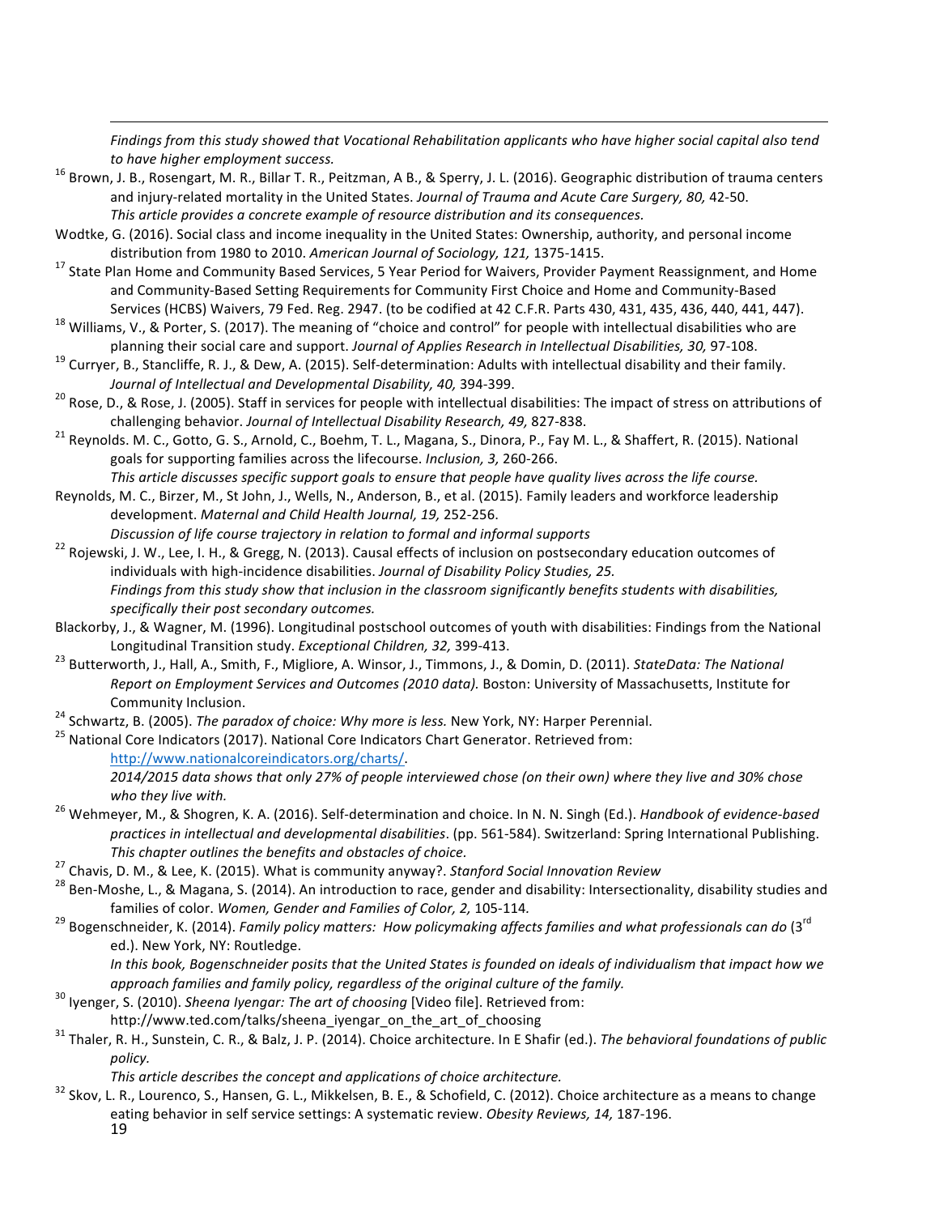*Findings from this study showed that Vocational Rehabilitation applicants who have higher social capital also tend to have higher employment success.*

[16] Brown, J. B., Rosengart, M. R., Billar T. R., Peitzman, A B., & Sperry, J. L. (2016). Geographic distribution of trauma centers and injury-related mortality in the United States. *Journal of Trauma and Acute Care Surgery, 80,* 42-50.
*This article provides a concrete example of resource distribution and its consequences.*

Wodtke, G. (2016). Social class and income inequality in the United States: Ownership, authority, and personal income distribution from 1980 to 2010. *American Journal of Sociology, 121,* 1375-1415.

[17] State Plan Home and Community Based Services, 5 Year Period for Waivers, Provider Payment Reassignment, and Home and Community-Based Setting Requirements for Community First Choice and Home and Community-Based Services (HCBS) Waivers, 79 Fed. Reg. 2947. (to be codified at 42 C.F.R. Parts 430, 431, 435, 436, 440, 441, 447).

[18] Williams, V., & Porter, S. (2017). The meaning of "choice and control" for people with intellectual disabilities who are planning their social care and support. *Journal of Applies Research in Intellectual Disabilities, 30,* 97-108.

[19] Curryer, B., Stancliffe, R. J., & Dew, A. (2015). Self-determination: Adults with intellectual disability and their family. *Journal of Intellectual and Developmental Disability, 40,* 394-399.

[20] Rose, D., & Rose, J. (2005). Staff in services for people with intellectual disabilities: The impact of stress on attributions of challenging behavior. *Journal of Intellectual Disability Research, 49,* 827-838.

[21] Reynolds. M. C., Gotto, G. S., Arnold, C., Boehm, T. L., Magana, S., Dinora, P., Fay M. L., & Shaffert, R. (2015). National goals for supporting families across the lifecourse. *Inclusion, 3,* 260-266.
*This article discusses specific support goals to ensure that people have quality lives across the life course.*

Reynolds, M. C., Birzer, M., St John, J., Wells, N., Anderson, B., et al. (2015). Family leaders and workforce leadership development. *Maternal and Child Health Journal, 19,* 252-256.
*Discussion of life course trajectory in relation to formal and informal supports*

[22] Rojewski, J. W., Lee, I. H., & Gregg, N. (2013). Causal effects of inclusion on postsecondary education outcomes of individuals with high-incidence disabilities. *Journal of Disability Policy Studies, 25.*
*Findings from this study show that inclusion in the classroom significantly benefits students with disabilities, specifically their post secondary outcomes.*

Blackorby, J., & Wagner, M. (1996). Longitudinal postschool outcomes of youth with disabilities: Findings from the National Longitudinal Transition study. *Exceptional Children, 32,* 399-413.

[23] Butterworth, J., Hall, A., Smith, F., Migliore, A. Winsor, J., Timmons, J., & Domin, D. (2011). *StateData: The National Report on Employment Services and Outcomes (2010 data).* Boston: University of Massachusetts, Institute for Community Inclusion.

[24] Schwartz, B. (2005). *The paradox of choice: Why more is less.* New York, NY: Harper Perennial.

[25] National Core Indicators (2017). National Core Indicators Chart Generator. Retrieved from: http://www.nationalcoreindicators.org/charts/.
*2014/2015 data shows that only 27% of people interviewed chose (on their own) where they live and 30% chose who they live with.*

[26] Wehmeyer, M., & Shogren, K. A. (2016). Self-determination and choice. In N. N. Singh (Ed.). *Handbook of evidence-based practices in intellectual and developmental disabilities*. (pp. 561-584). Switzerland: Spring International Publishing.
*This chapter outlines the benefits and obstacles of choice.*

[27] Chavis, D. M., & Lee, K. (2015). What is community anyway?. *Stanford Social Innovation Review*

[28] Ben-Moshe, L., & Magana, S. (2014). An introduction to race, gender and disability: Intersectionality, disability studies and families of color. *Women, Gender and Families of Color, 2,* 105-114.

[29] Bogenschneider, K. (2014). *Family policy matters: How policymaking affects families and what professionals can do* (3rd ed.). New York, NY: Routledge.
*In this book, Bogenschneider posits that the United States is founded on ideals of individualism that impact how we approach families and family policy, regardless of the original culture of the family.*

[30] Iyenger, S. (2010). *Sheena Iyengar: The art of choosing* [Video file]. Retrieved from: http://www.ted.com/talks/sheena_iyengar_on_the_art_of_choosing

[31] Thaler, R. H., Sunstein, C. R., & Balz, J. P. (2014). Choice architecture. In E Shafir (ed.). *The behavioral foundations of public policy.*
*This article describes the concept and applications of choice architecture.*

[32] Skov, L. R., Lourenco, S., Hansen, G. L., Mikkelsen, B. E., & Schofield, C. (2012). Choice architecture as a means to change eating behavior in self service settings: A systematic review. *Obesity Reviews, 14,* 187-196.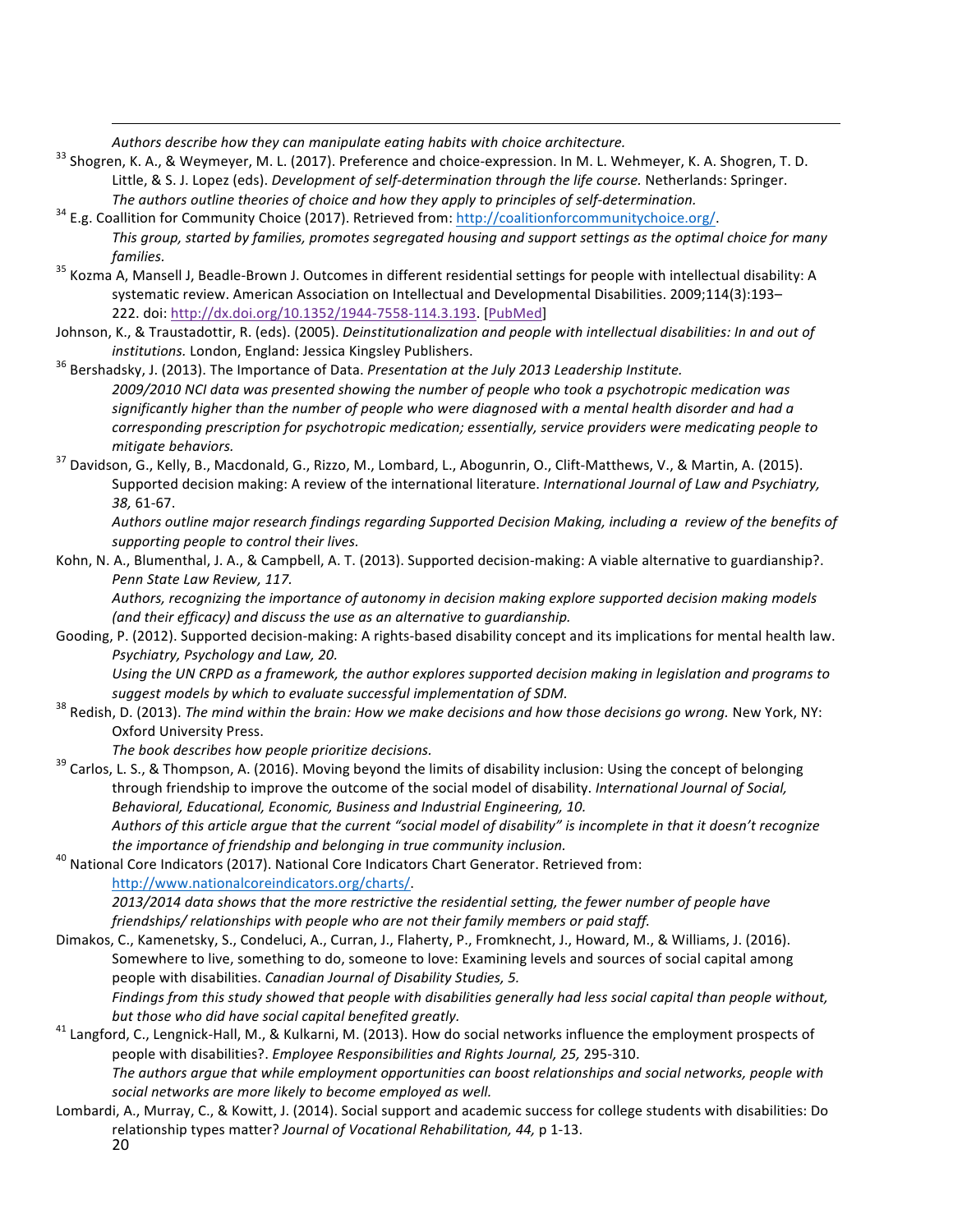*Authors describe how they can manipulate eating habits with choice architecture.*

[33] Shogren, K. A., & Weymeyer, M. L. (2017). Preference and choice-expression. In M. L. Wehmeyer, K. A. Shogren, T. D. Little, & S. J. Lopez (eds). *Development of self-determination through the life course.* Netherlands: Springer.
*The authors outline theories of choice and how they apply to principles of self-determination.*

[34] E.g. Coallition for Community Choice (2017). Retrieved from: http://coalitionforcommunitychoice.org/.
*This group, started by families, promotes segregated housing and support settings as the optimal choice for many families.*

[35] Kozma A, Mansell J, Beadle-Brown J. Outcomes in different residential settings for people with intellectual disability: A systematic review. American Association on Intellectual and Developmental Disabilities. 2009;114(3):193–222. doi: http://dx.doi.org/10.1352/1944-7558-114.3.193. [PubMed]

Johnson, K., & Traustadottir, R. (eds). (2005). *Deinstitutionalization and people with intellectual disabilities: In and out of institutions.* London, England: Jessica Kingsley Publishers.

[36] Bershadsky, J. (2013). The Importance of Data. *Presentation at the July 2013 Leadership Institute.*
*2009/2010 NCI data was presented showing the number of people who took a psychotropic medication was significantly higher than the number of people who were diagnosed with a mental health disorder and had a corresponding prescription for psychotropic medication; essentially, service providers were medicating people to mitigate behaviors.*

[37] Davidson, G., Kelly, B., Macdonald, G., Rizzo, M., Lombard, L., Abogunrin, O., Clift-Matthews, V., & Martin, A. (2015). Supported decision making: A review of the international literature. *International Journal of Law and Psychiatry, 38,* 61-67.
*Authors outline major research findings regarding Supported Decision Making, including a review of the benefits of supporting people to control their lives.*

Kohn, N. A., Blumenthal, J. A., & Campbell, A. T. (2013). Supported decision-making: A viable alternative to guardianship?. *Penn State Law Review, 117.*
*Authors, recognizing the importance of autonomy in decision making explore supported decision making models (and their efficacy) and discuss the use as an alternative to guardianship.*

Gooding, P. (2012). Supported decision-making: A rights-based disability concept and its implications for mental health law. *Psychiatry, Psychology and Law, 20.*
*Using the UN CRPD as a framework, the author explores supported decision making in legislation and programs to suggest models by which to evaluate successful implementation of SDM.*

[38] Redish, D. (2013). *The mind within the brain: How we make decisions and how those decisions go wrong.* New York, NY: Oxford University Press.
*The book describes how people prioritize decisions.*

[39] Carlos, L. S., & Thompson, A. (2016). Moving beyond the limits of disability inclusion: Using the concept of belonging through friendship to improve the outcome of the social model of disability. *International Journal of Social, Behavioral, Educational, Economic, Business and Industrial Engineering, 10.*
*Authors of this article argue that the current "social model of disability" is incomplete in that it doesn't recognize the importance of friendship and belonging in true community inclusion.*

[40] National Core Indicators (2017). National Core Indicators Chart Generator. Retrieved from: http://www.nationalcoreindicators.org/charts/.
*2013/2014 data shows that the more restrictive the residential setting, the fewer number of people have friendships/ relationships with people who are not their family members or paid staff.*

Dimakos, C., Kamenetsky, S., Condeluci, A., Curran, J., Flaherty, P., Fromknecht, J., Howard, M., & Williams, J. (2016). Somewhere to live, something to do, someone to love: Examining levels and sources of social capital among people with disabilities. *Canadian Journal of Disability Studies, 5.*
*Findings from this study showed that people with disabilities generally had less social capital than people without, but those who did have social capital benefited greatly.*

[41] Langford, C., Lengnick-Hall, M., & Kulkarni, M. (2013). How do social networks influence the employment prospects of people with disabilities?. *Employee Responsibilities and Rights Journal, 25,* 295-310.
*The authors argue that while employment opportunities can boost relationships and social networks, people with social networks are more likely to become employed as well.*

Lombardi, A., Murray, C., & Kowitt, J. (2014). Social support and academic success for college students with disabilities: Do relationship types matter? *Journal of Vocational Rehabilitation, 44,* p 1-13.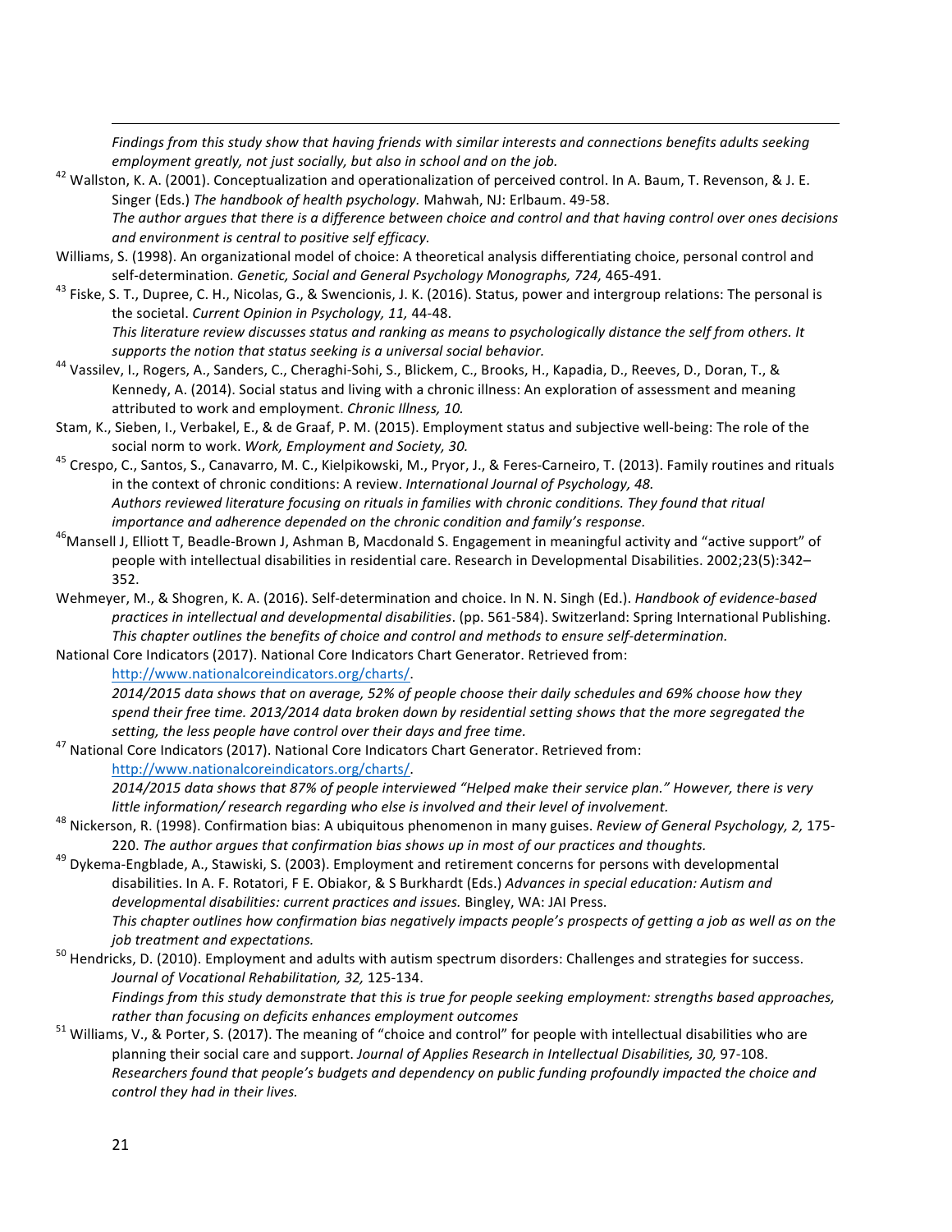*Findings from this study show that having friends with similar interests and connections benefits adults seeking employment greatly, not just socially, but also in school and on the job.*

[42] Wallston, K. A. (2001). Conceptualization and operationalization of perceived control. In A. Baum, T. Revenson, & J. E. Singer (Eds.) *The handbook of health psychology.* Mahwah, NJ: Erlbaum. 49-58.
*The author argues that there is a difference between choice and control and that having control over ones decisions and environment is central to positive self efficacy.*

Williams, S. (1998). An organizational model of choice: A theoretical analysis differentiating choice, personal control and self-determination. *Genetic, Social and General Psychology Monographs, 724,* 465-491.

[43] Fiske, S. T., Dupree, C. H., Nicolas, G., & Swencionis, J. K. (2016). Status, power and intergroup relations: The personal is the societal. *Current Opinion in Psychology, 11,* 44-48.
*This literature review discusses status and ranking as means to psychologically distance the self from others. It supports the notion that status seeking is a universal social behavior.*

[44] Vassilev, I., Rogers, A., Sanders, C., Cheraghi-Sohi, S., Blickem, C., Brooks, H., Kapadia, D., Reeves, D., Doran, T., & Kennedy, A. (2014). Social status and living with a chronic illness: An exploration of assessment and meaning attributed to work and employment. *Chronic Illness, 10.*

Stam, K., Sieben, I., Verbakel, E., & de Graaf, P. M. (2015). Employment status and subjective well-being: The role of the social norm to work. *Work, Employment and Society, 30.*

[45] Crespo, C., Santos, S., Canavarro, M. C., Kielpikowski, M., Pryor, J., & Feres-Carneiro, T. (2013). Family routines and rituals in the context of chronic conditions: A review. *International Journal of Psychology, 48.*
*Authors reviewed literature focusing on rituals in families with chronic conditions. They found that ritual importance and adherence depended on the chronic condition and family's response.*

[46] Mansell J, Elliott T, Beadle-Brown J, Ashman B, Macdonald S. Engagement in meaningful activity and "active support" of people with intellectual disabilities in residential care. Research in Developmental Disabilities. 2002;23(5):342–352.

Wehmeyer, M., & Shogren, K. A. (2016). Self-determination and choice. In N. N. Singh (Ed.). *Handbook of evidence-based practices in intellectual and developmental disabilities*. (pp. 561-584). Switzerland: Spring International Publishing.
*This chapter outlines the benefits of choice and control and methods to ensure self-determination.*

National Core Indicators (2017). National Core Indicators Chart Generator. Retrieved from: http://www.nationalcoreindicators.org/charts/.
*2014/2015 data shows that on average, 52% of people choose their daily schedules and 69% choose how they spend their free time. 2013/2014 data broken down by residential setting shows that the more segregated the setting, the less people have control over their days and free time.*

[47] National Core Indicators (2017). National Core Indicators Chart Generator. Retrieved from: http://www.nationalcoreindicators.org/charts/.
*2014/2015 data shows that 87% of people interviewed "Helped make their service plan." However, there is very little information/ research regarding who else is involved and their level of involvement.*

[48] Nickerson, R. (1998). Confirmation bias: A ubiquitous phenomenon in many guises. *Review of General Psychology, 2,* 175-220. *The author argues that confirmation bias shows up in most of our practices and thoughts.*

[49] Dykema-Engblade, A., Stawiski, S. (2003). Employment and retirement concerns for persons with developmental disabilities. In A. F. Rotatori, F E. Obiakor, & S Burkhardt (Eds.) *Advances in special education: Autism and developmental disabilities: current practices and issues.* Bingley, WA: JAI Press.
*This chapter outlines how confirmation bias negatively impacts people's prospects of getting a job as well as on the job treatment and expectations.*

[50] Hendricks, D. (2010). Employment and adults with autism spectrum disorders: Challenges and strategies for success. *Journal of Vocational Rehabilitation, 32,* 125-134.
*Findings from this study demonstrate that this is true for people seeking employment: strengths based approaches, rather than focusing on deficits enhances employment outcomes*

[51] Williams, V., & Porter, S. (2017). The meaning of "choice and control" for people with intellectual disabilities who are planning their social care and support. *Journal of Applies Research in Intellectual Disabilities, 30,* 97-108.
*Researchers found that people's budgets and dependency on public funding profoundly impacted the choice and control they had in their lives.*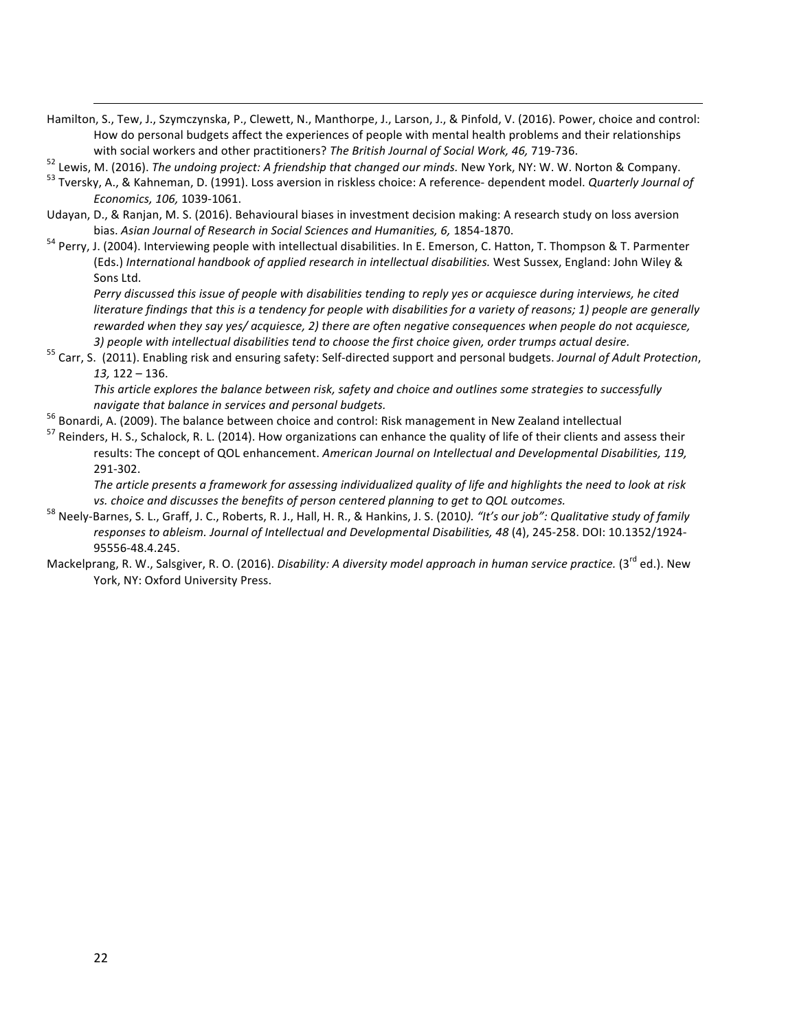Hamilton, S., Tew, J., Szymczynska, P., Clewett, N., Manthorpe, J., Larson, J., & Pinfold, V. (2016). Power, choice and control: How do personal budgets affect the experiences of people with mental health problems and their relationships with social workers and other practitioners? *The British Journal of Social Work, 46,* 719-736.

[52] Lewis, M. (2016). *The undoing project: A friendship that changed our minds.* New York, NY: W. W. Norton & Company.

[53] Tversky, A., & Kahneman, D. (1991). Loss aversion in riskless choice: A reference- dependent model. *Quarterly Journal of Economics, 106,* 1039-1061.

Udayan, D., & Ranjan, M. S. (2016). Behavioural biases in investment decision making: A research study on loss aversion bias. *Asian Journal of Research in Social Sciences and Humanities, 6,* 1854-1870.

[54] Perry, J. (2004). Interviewing people with intellectual disabilities. In E. Emerson, C. Hatton, T. Thompson & T. Parmenter (Eds.) *International handbook of applied research in intellectual disabilities.* West Sussex, England: John Wiley & Sons Ltd.

*Perry discussed this issue of people with disabilities tending to reply yes or acquiesce during interviews, he cited literature findings that this is a tendency for people with disabilities for a variety of reasons; 1) people are generally rewarded when they say yes/ acquiesce, 2) there are often negative consequences when people do not acquiesce, 3) people with intellectual disabilities tend to choose the first choice given, order trumps actual desire.*

[55] Carr, S. (2011). Enabling risk and ensuring safety: Self-directed support and personal budgets. *Journal of Adult Protection*, *13,* 122 – 136.

*This article explores the balance between risk, safety and choice and outlines some strategies to successfully navigate that balance in services and personal budgets.*

[56] Bonardi, A. (2009). The balance between choice and control: Risk management in New Zealand intellectual

[57] Reinders, H. S., Schalock, R. L. (2014). How organizations can enhance the quality of life of their clients and assess their results: The concept of QOL enhancement. *American Journal on Intellectual and Developmental Disabilities, 119,* 291-302.

*The article presents a framework for assessing individualized quality of life and highlights the need to look at risk vs. choice and discusses the benefits of person centered planning to get to QOL outcomes.*

[58] Neely-Barnes, S. L., Graff, J. C., Roberts, R. J., Hall, H. R., & Hankins, J. S. (2010*). "It's our job": Qualitative study of family responses to ableism. Journal of Intellectual and Developmental Disabilities, 48* (4), 245-258. DOI: 10.1352/1924-95556-48.4.245.

Mackelprang, R. W., Salsgiver, R. O. (2016). *Disability: A diversity model approach in human service practice.* (3rd ed.). New York, NY: Oxford University Press.